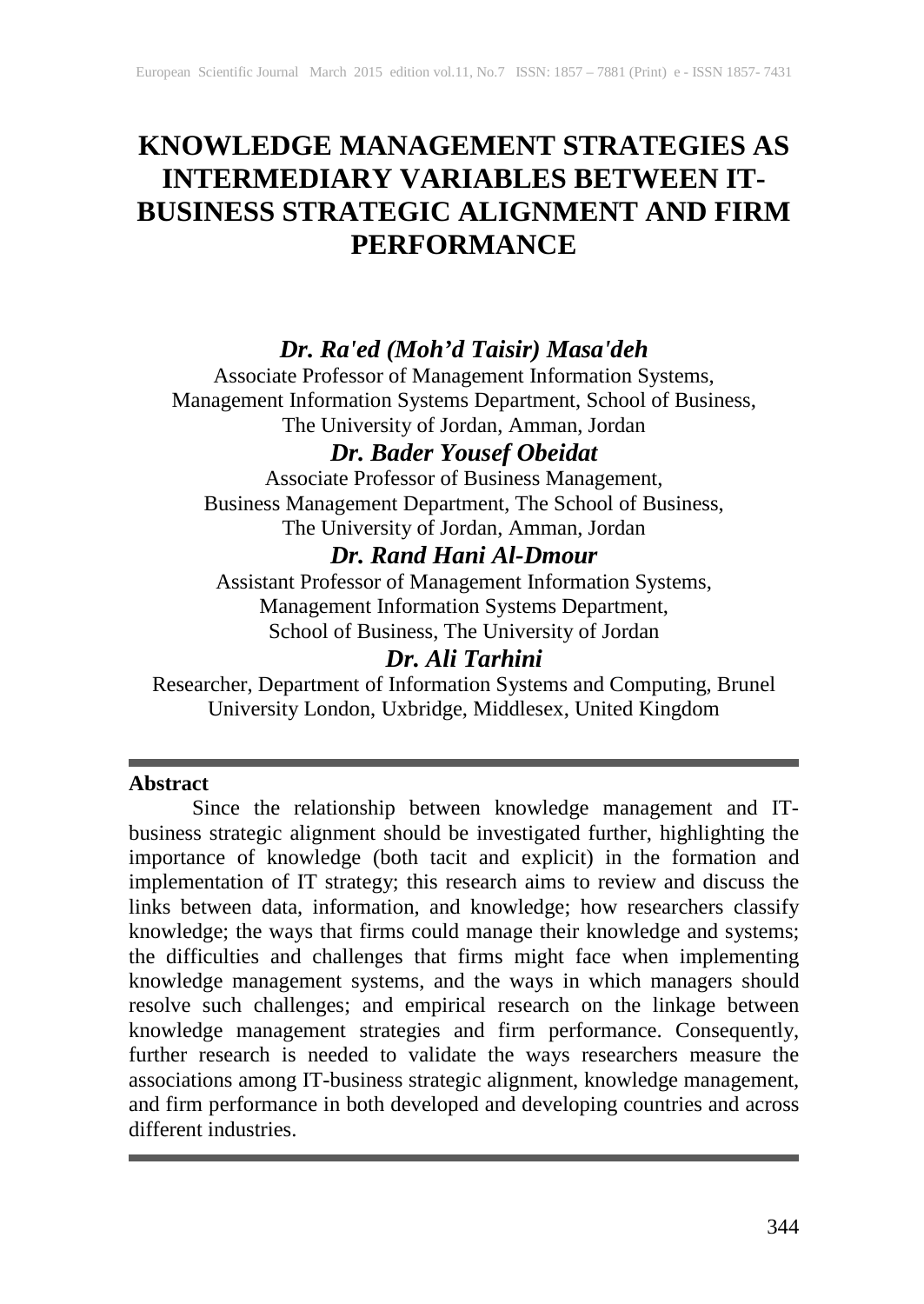# KNOWLEDGE MANAGEMENT STRATEGIES AS INTERMEDIARY VARIABLES BETWEEN IT-BUSINESS STRATEGIC ALIGNMENT AND FIRM PERFORMANCE

***Dr. Ra'ed (Moh'd Taisir) Masa'deh***

Associate Professor of Management Information Systems,
Management Information Systems Department, School of Business,
The University of Jordan, Amman, Jordan

***Dr. Bader Yousef Obeidat***

Associate Professor of Business Management,
Business Management Department, The School of Business,
The University of Jordan, Amman, Jordan

***Dr. Rand Hani Al-Dmour***

Assistant Professor of Management Information Systems,
Management Information Systems Department,
School of Business, The University of Jordan

***Dr. Ali Tarhini***

Researcher, Department of Information Systems and Computing, Brunel University London, Uxbridge, Middlesex, United Kingdom

---

**Abstract**

Since the relationship between knowledge management and IT-business strategic alignment should be investigated further, highlighting the importance of knowledge (both tacit and explicit) in the formation and implementation of IT strategy; this research aims to review and discuss the links between data, information, and knowledge; how researchers classify knowledge; the ways that firms could manage their knowledge and systems; the difficulties and challenges that firms might face when implementing knowledge management systems, and the ways in which managers should resolve such challenges; and empirical research on the linkage between knowledge management strategies and firm performance. Consequently, further research is needed to validate the ways researchers measure the associations among IT-business strategic alignment, knowledge management, and firm performance in both developed and developing countries and across different industries.

---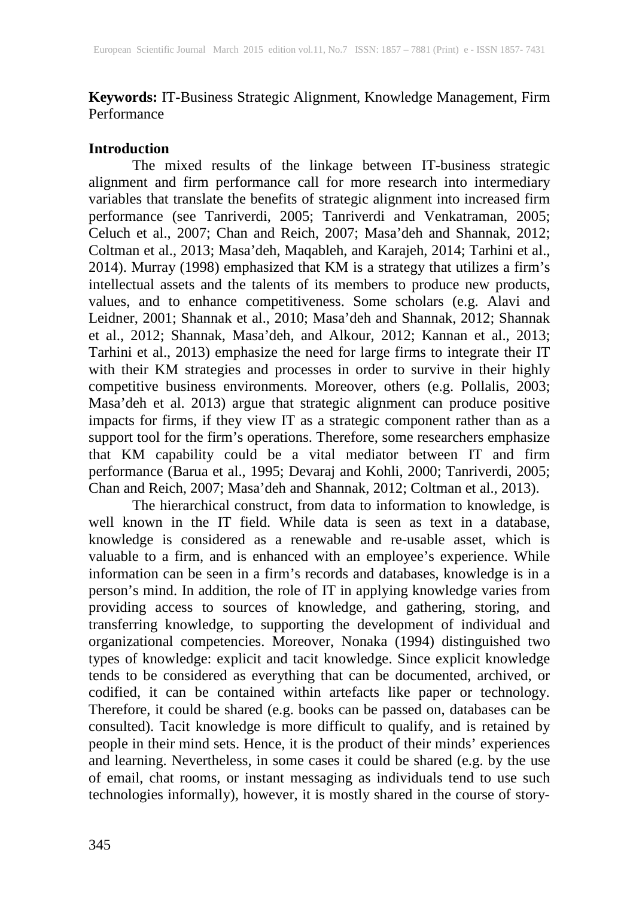**Keywords:** IT-Business Strategic Alignment, Knowledge Management, Firm Performance

## Introduction

The mixed results of the linkage between IT-business strategic alignment and firm performance call for more research into intermediary variables that translate the benefits of strategic alignment into increased firm performance (see Tanriverdi, 2005; Tanriverdi and Venkatraman, 2005; Celuch et al., 2007; Chan and Reich, 2007; Masa'deh and Shannak, 2012; Coltman et al., 2013; Masa'deh, Maqableh, and Karajeh, 2014; Tarhini et al., 2014). Murray (1998) emphasized that KM is a strategy that utilizes a firm's intellectual assets and the talents of its members to produce new products, values, and to enhance competitiveness. Some scholars (e.g. Alavi and Leidner, 2001; Shannak et al., 2010; Masa'deh and Shannak, 2012; Shannak et al., 2012; Shannak, Masa'deh, and Alkour, 2012; Kannan et al., 2013; Tarhini et al., 2013) emphasize the need for large firms to integrate their IT with their KM strategies and processes in order to survive in their highly competitive business environments. Moreover, others (e.g. Pollalis, 2003; Masa'deh et al. 2013) argue that strategic alignment can produce positive impacts for firms, if they view IT as a strategic component rather than as a support tool for the firm's operations. Therefore, some researchers emphasize that KM capability could be a vital mediator between IT and firm performance (Barua et al., 1995; Devaraj and Kohli, 2000; Tanriverdi, 2005; Chan and Reich, 2007; Masa'deh and Shannak, 2012; Coltman et al., 2013).

The hierarchical construct, from data to information to knowledge, is well known in the IT field. While data is seen as text in a database, knowledge is considered as a renewable and re-usable asset, which is valuable to a firm, and is enhanced with an employee's experience. While information can be seen in a firm's records and databases, knowledge is in a person's mind. In addition, the role of IT in applying knowledge varies from providing access to sources of knowledge, and gathering, storing, and transferring knowledge, to supporting the development of individual and organizational competencies. Moreover, Nonaka (1994) distinguished two types of knowledge: explicit and tacit knowledge. Since explicit knowledge tends to be considered as everything that can be documented, archived, or codified, it can be contained within artefacts like paper or technology. Therefore, it could be shared (e.g. books can be passed on, databases can be consulted). Tacit knowledge is more difficult to qualify, and is retained by people in their mind sets. Hence, it is the product of their minds' experiences and learning. Nevertheless, in some cases it could be shared (e.g. by the use of email, chat rooms, or instant messaging as individuals tend to use such technologies informally), however, it is mostly shared in the course of story-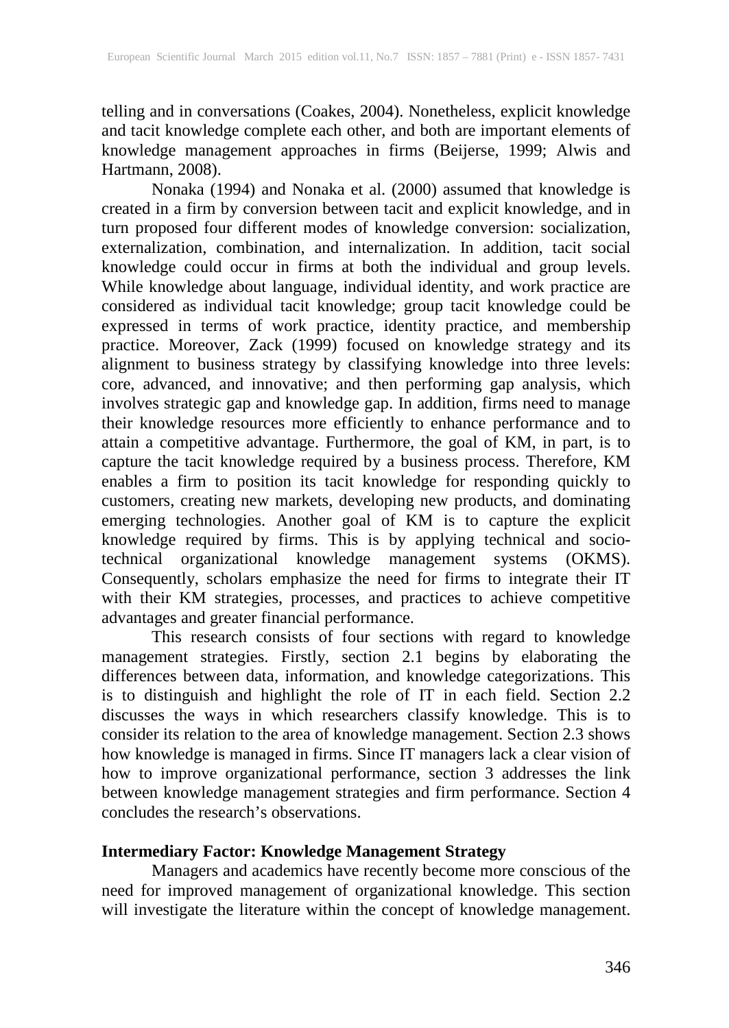telling and in conversations (Coakes, 2004). Nonetheless, explicit knowledge and tacit knowledge complete each other, and both are important elements of knowledge management approaches in firms (Beijerse, 1999; Alwis and Hartmann, 2008).

Nonaka (1994) and Nonaka et al. (2000) assumed that knowledge is created in a firm by conversion between tacit and explicit knowledge, and in turn proposed four different modes of knowledge conversion: socialization, externalization, combination, and internalization. In addition, tacit social knowledge could occur in firms at both the individual and group levels. While knowledge about language, individual identity, and work practice are considered as individual tacit knowledge; group tacit knowledge could be expressed in terms of work practice, identity practice, and membership practice. Moreover, Zack (1999) focused on knowledge strategy and its alignment to business strategy by classifying knowledge into three levels: core, advanced, and innovative; and then performing gap analysis, which involves strategic gap and knowledge gap. In addition, firms need to manage their knowledge resources more efficiently to enhance performance and to attain a competitive advantage. Furthermore, the goal of KM, in part, is to capture the tacit knowledge required by a business process. Therefore, KM enables a firm to position its tacit knowledge for responding quickly to customers, creating new markets, developing new products, and dominating emerging technologies. Another goal of KM is to capture the explicit knowledge required by firms. This is by applying technical and socio-technical organizational knowledge management systems (OKMS). Consequently, scholars emphasize the need for firms to integrate their IT with their KM strategies, processes, and practices to achieve competitive advantages and greater financial performance.

This research consists of four sections with regard to knowledge management strategies. Firstly, section 2.1 begins by elaborating the differences between data, information, and knowledge categorizations. This is to distinguish and highlight the role of IT in each field. Section 2.2 discusses the ways in which researchers classify knowledge. This is to consider its relation to the area of knowledge management. Section 2.3 shows how knowledge is managed in firms. Since IT managers lack a clear vision of how to improve organizational performance, section 3 addresses the link between knowledge management strategies and firm performance. Section 4 concludes the research's observations.

## Intermediary Factor: Knowledge Management Strategy

Managers and academics have recently become more conscious of the need for improved management of organizational knowledge. This section will investigate the literature within the concept of knowledge management.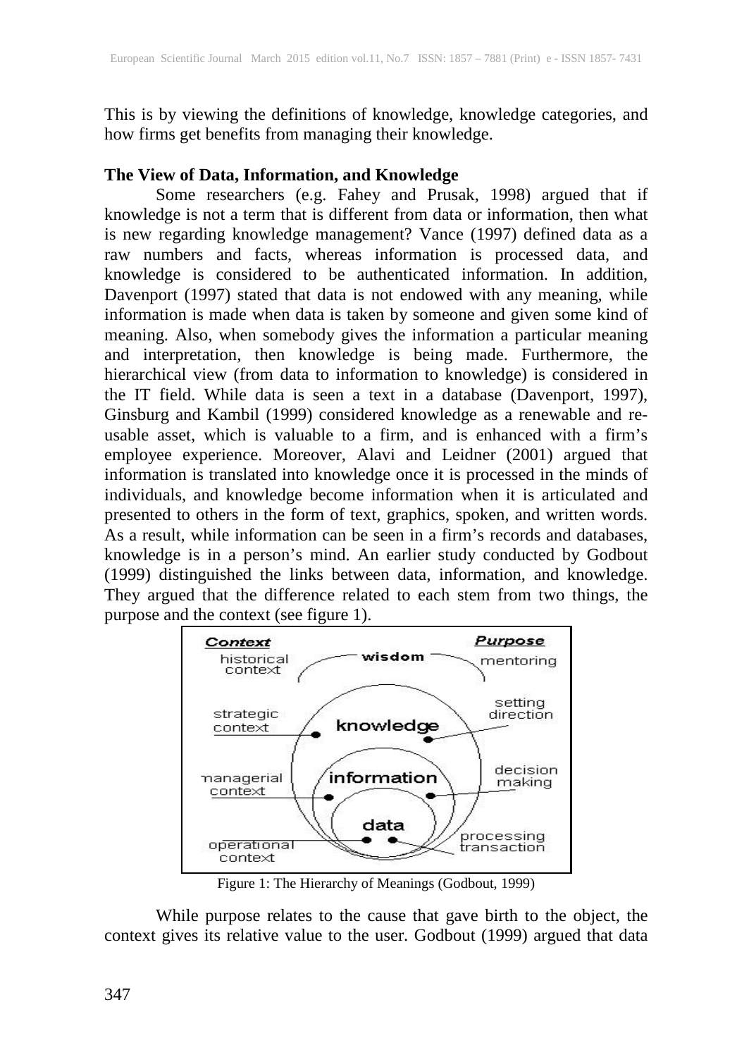This is by viewing the definitions of knowledge, knowledge categories, and how firms get benefits from managing their knowledge.

**The View of Data, Information, and Knowledge**

Some researchers (e.g. Fahey and Prusak, 1998) argued that if knowledge is not a term that is different from data or information, then what is new regarding knowledge management? Vance (1997) defined data as a raw numbers and facts, whereas information is processed data, and knowledge is considered to be authenticated information. In addition, Davenport (1997) stated that data is not endowed with any meaning, while information is made when data is taken by someone and given some kind of meaning. Also, when somebody gives the information a particular meaning and interpretation, then knowledge is being made. Furthermore, the hierarchical view (from data to information to knowledge) is considered in the IT field. While data is seen a text in a database (Davenport, 1997), Ginsburg and Kambil (1999) considered knowledge as a renewable and re-usable asset, which is valuable to a firm, and is enhanced with a firm's employee experience. Moreover, Alavi and Leidner (2001) argued that information is translated into knowledge once it is processed in the minds of individuals, and knowledge become information when it is articulated and presented to others in the form of text, graphics, spoken, and written words. As a result, while information can be seen in a firm's records and databases, knowledge is in a person's mind. An earlier study conducted by Godbout (1999) distinguished the links between data, information, and knowledge. They argued that the difference related to each stem from two things, the purpose and the context (see figure 1).

Figure 1: The Hierarchy of Meanings (Godbout, 1999)

While purpose relates to the cause that gave birth to the object, the context gives its relative value to the user. Godbout (1999) argued that data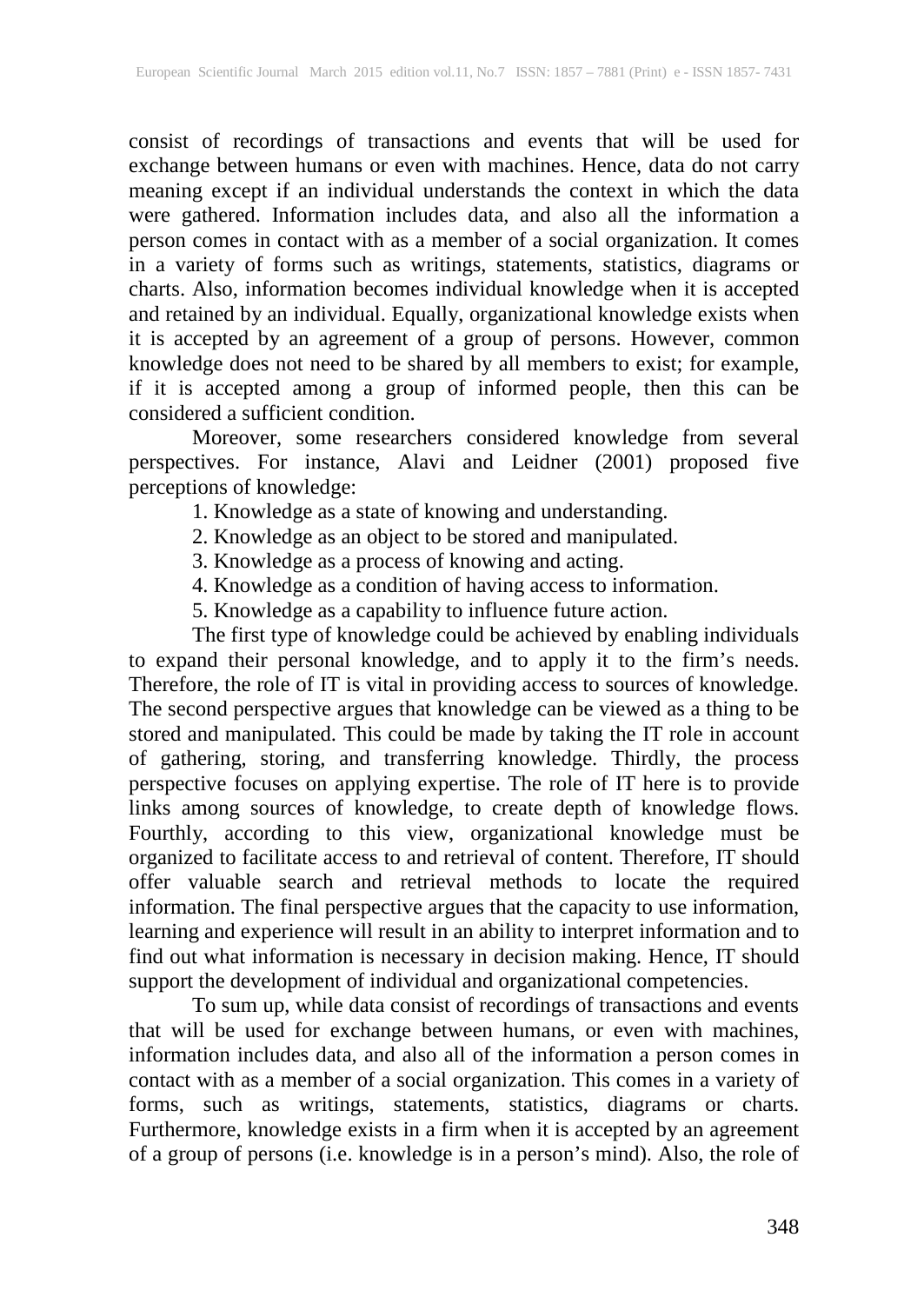consist of recordings of transactions and events that will be used for exchange between humans or even with machines. Hence, data do not carry meaning except if an individual understands the context in which the data were gathered. Information includes data, and also all the information a person comes in contact with as a member of a social organization. It comes in a variety of forms such as writings, statements, statistics, diagrams or charts. Also, information becomes individual knowledge when it is accepted and retained by an individual. Equally, organizational knowledge exists when it is accepted by an agreement of a group of persons. However, common knowledge does not need to be shared by all members to exist; for example, if it is accepted among a group of informed people, then this can be considered a sufficient condition.

Moreover, some researchers considered knowledge from several perspectives. For instance, Alavi and Leidner (2001) proposed five perceptions of knowledge:

1. Knowledge as a state of knowing and understanding.
2. Knowledge as an object to be stored and manipulated.
3. Knowledge as a process of knowing and acting.
4. Knowledge as a condition of having access to information.
5. Knowledge as a capability to influence future action.

The first type of knowledge could be achieved by enabling individuals to expand their personal knowledge, and to apply it to the firm's needs. Therefore, the role of IT is vital in providing access to sources of knowledge. The second perspective argues that knowledge can be viewed as a thing to be stored and manipulated. This could be made by taking the IT role in account of gathering, storing, and transferring knowledge. Thirdly, the process perspective focuses on applying expertise. The role of IT here is to provide links among sources of knowledge, to create depth of knowledge flows. Fourthly, according to this view, organizational knowledge must be organized to facilitate access to and retrieval of content. Therefore, IT should offer valuable search and retrieval methods to locate the required information. The final perspective argues that the capacity to use information, learning and experience will result in an ability to interpret information and to find out what information is necessary in decision making. Hence, IT should support the development of individual and organizational competencies.

To sum up, while data consist of recordings of transactions and events that will be used for exchange between humans, or even with machines, information includes data, and also all of the information a person comes in contact with as a member of a social organization. This comes in a variety of forms, such as writings, statements, statistics, diagrams or charts. Furthermore, knowledge exists in a firm when it is accepted by an agreement of a group of persons (i.e. knowledge is in a person's mind). Also, the role of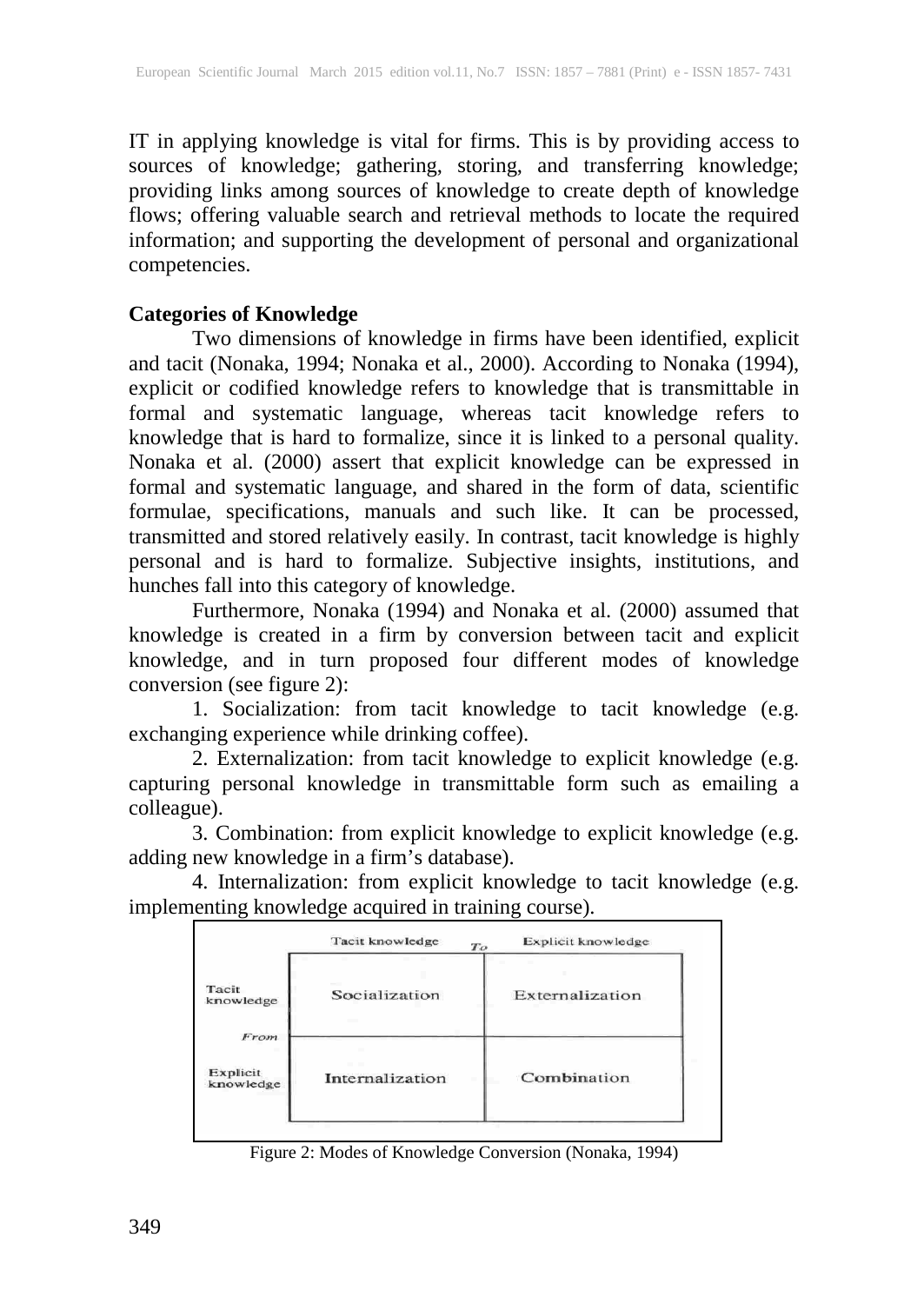IT in applying knowledge is vital for firms. This is by providing access to sources of knowledge; gathering, storing, and transferring knowledge; providing links among sources of knowledge to create depth of knowledge flows; offering valuable search and retrieval methods to locate the required information; and supporting the development of personal and organizational competencies.

**Categories of Knowledge**

Two dimensions of knowledge in firms have been identified, explicit and tacit (Nonaka, 1994; Nonaka et al., 2000). According to Nonaka (1994), explicit or codified knowledge refers to knowledge that is transmittable in formal and systematic language, whereas tacit knowledge refers to knowledge that is hard to formalize, since it is linked to a personal quality. Nonaka et al. (2000) assert that explicit knowledge can be expressed in formal and systematic language, and shared in the form of data, scientific formulae, specifications, manuals and such like. It can be processed, transmitted and stored relatively easily. In contrast, tacit knowledge is highly personal and is hard to formalize. Subjective insights, institutions, and hunches fall into this category of knowledge.

Furthermore, Nonaka (1994) and Nonaka et al. (2000) assumed that knowledge is created in a firm by conversion between tacit and explicit knowledge, and in turn proposed four different modes of knowledge conversion (see figure 2):

1. Socialization: from tacit knowledge to tacit knowledge (e.g. exchanging experience while drinking coffee).

2. Externalization: from tacit knowledge to explicit knowledge (e.g. capturing personal knowledge in transmittable form such as emailing a colleague).

3. Combination: from explicit knowledge to explicit knowledge (e.g. adding new knowledge in a firm's database).

4. Internalization: from explicit knowledge to tacit knowledge (e.g. implementing knowledge acquired in training course).

| From \ To | Tacit knowledge | Explicit knowledge |
|---|---|---|
| Tacit knowledge | Socialization | Externalization |
| Explicit knowledge | Internalization | Combination |

Figure 2: Modes of Knowledge Conversion (Nonaka, 1994)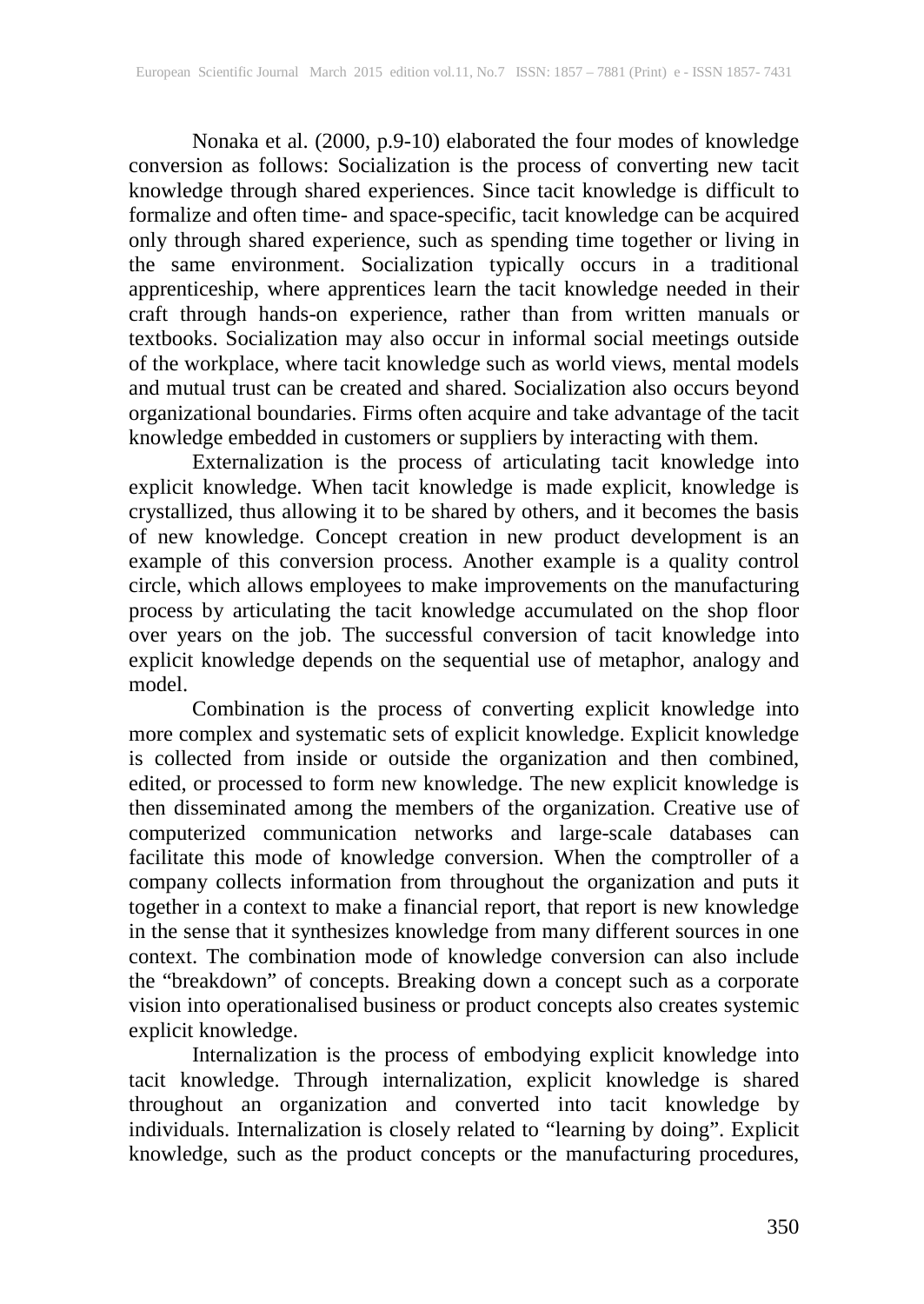Nonaka et al. (2000, p.9-10) elaborated the four modes of knowledge conversion as follows: Socialization is the process of converting new tacit knowledge through shared experiences. Since tacit knowledge is difficult to formalize and often time- and space-specific, tacit knowledge can be acquired only through shared experience, such as spending time together or living in the same environment. Socialization typically occurs in a traditional apprenticeship, where apprentices learn the tacit knowledge needed in their craft through hands-on experience, rather than from written manuals or textbooks. Socialization may also occur in informal social meetings outside of the workplace, where tacit knowledge such as world views, mental models and mutual trust can be created and shared. Socialization also occurs beyond organizational boundaries. Firms often acquire and take advantage of the tacit knowledge embedded in customers or suppliers by interacting with them.

Externalization is the process of articulating tacit knowledge into explicit knowledge. When tacit knowledge is made explicit, knowledge is crystallized, thus allowing it to be shared by others, and it becomes the basis of new knowledge. Concept creation in new product development is an example of this conversion process. Another example is a quality control circle, which allows employees to make improvements on the manufacturing process by articulating the tacit knowledge accumulated on the shop floor over years on the job. The successful conversion of tacit knowledge into explicit knowledge depends on the sequential use of metaphor, analogy and model.

Combination is the process of converting explicit knowledge into more complex and systematic sets of explicit knowledge. Explicit knowledge is collected from inside or outside the organization and then combined, edited, or processed to form new knowledge. The new explicit knowledge is then disseminated among the members of the organization. Creative use of computerized communication networks and large-scale databases can facilitate this mode of knowledge conversion. When the comptroller of a company collects information from throughout the organization and puts it together in a context to make a financial report, that report is new knowledge in the sense that it synthesizes knowledge from many different sources in one context. The combination mode of knowledge conversion can also include the "breakdown" of concepts. Breaking down a concept such as a corporate vision into operationalised business or product concepts also creates systemic explicit knowledge.

Internalization is the process of embodying explicit knowledge into tacit knowledge. Through internalization, explicit knowledge is shared throughout an organization and converted into tacit knowledge by individuals. Internalization is closely related to "learning by doing". Explicit knowledge, such as the product concepts or the manufacturing procedures,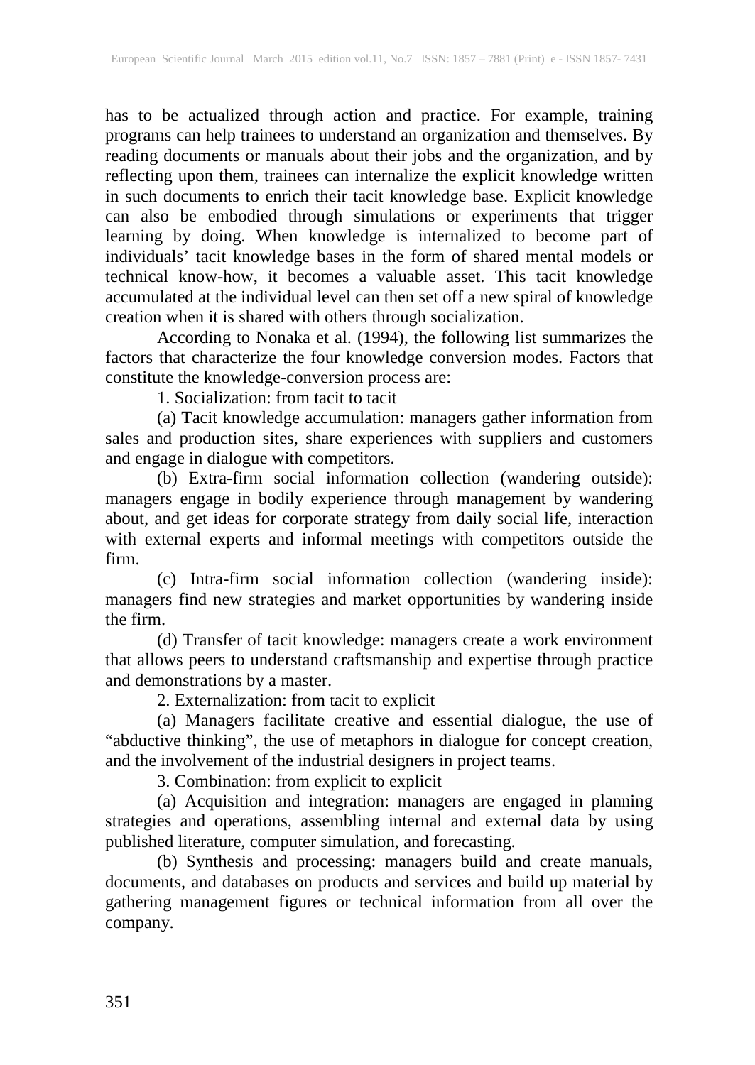has to be actualized through action and practice. For example, training programs can help trainees to understand an organization and themselves. By reading documents or manuals about their jobs and the organization, and by reflecting upon them, trainees can internalize the explicit knowledge written in such documents to enrich their tacit knowledge base. Explicit knowledge can also be embodied through simulations or experiments that trigger learning by doing. When knowledge is internalized to become part of individuals' tacit knowledge bases in the form of shared mental models or technical know-how, it becomes a valuable asset. This tacit knowledge accumulated at the individual level can then set off a new spiral of knowledge creation when it is shared with others through socialization.

According to Nonaka et al. (1994), the following list summarizes the factors that characterize the four knowledge conversion modes. Factors that constitute the knowledge-conversion process are:

1. Socialization: from tacit to tacit

(a) Tacit knowledge accumulation: managers gather information from sales and production sites, share experiences with suppliers and customers and engage in dialogue with competitors.

(b) Extra-firm social information collection (wandering outside): managers engage in bodily experience through management by wandering about, and get ideas for corporate strategy from daily social life, interaction with external experts and informal meetings with competitors outside the firm.

(c) Intra-firm social information collection (wandering inside): managers find new strategies and market opportunities by wandering inside the firm.

(d) Transfer of tacit knowledge: managers create a work environment that allows peers to understand craftsmanship and expertise through practice and demonstrations by a master.

2. Externalization: from tacit to explicit

(a) Managers facilitate creative and essential dialogue, the use of "abductive thinking", the use of metaphors in dialogue for concept creation, and the involvement of the industrial designers in project teams.

3. Combination: from explicit to explicit

(a) Acquisition and integration: managers are engaged in planning strategies and operations, assembling internal and external data by using published literature, computer simulation, and forecasting.

(b) Synthesis and processing: managers build and create manuals, documents, and databases on products and services and build up material by gathering management figures or technical information from all over the company.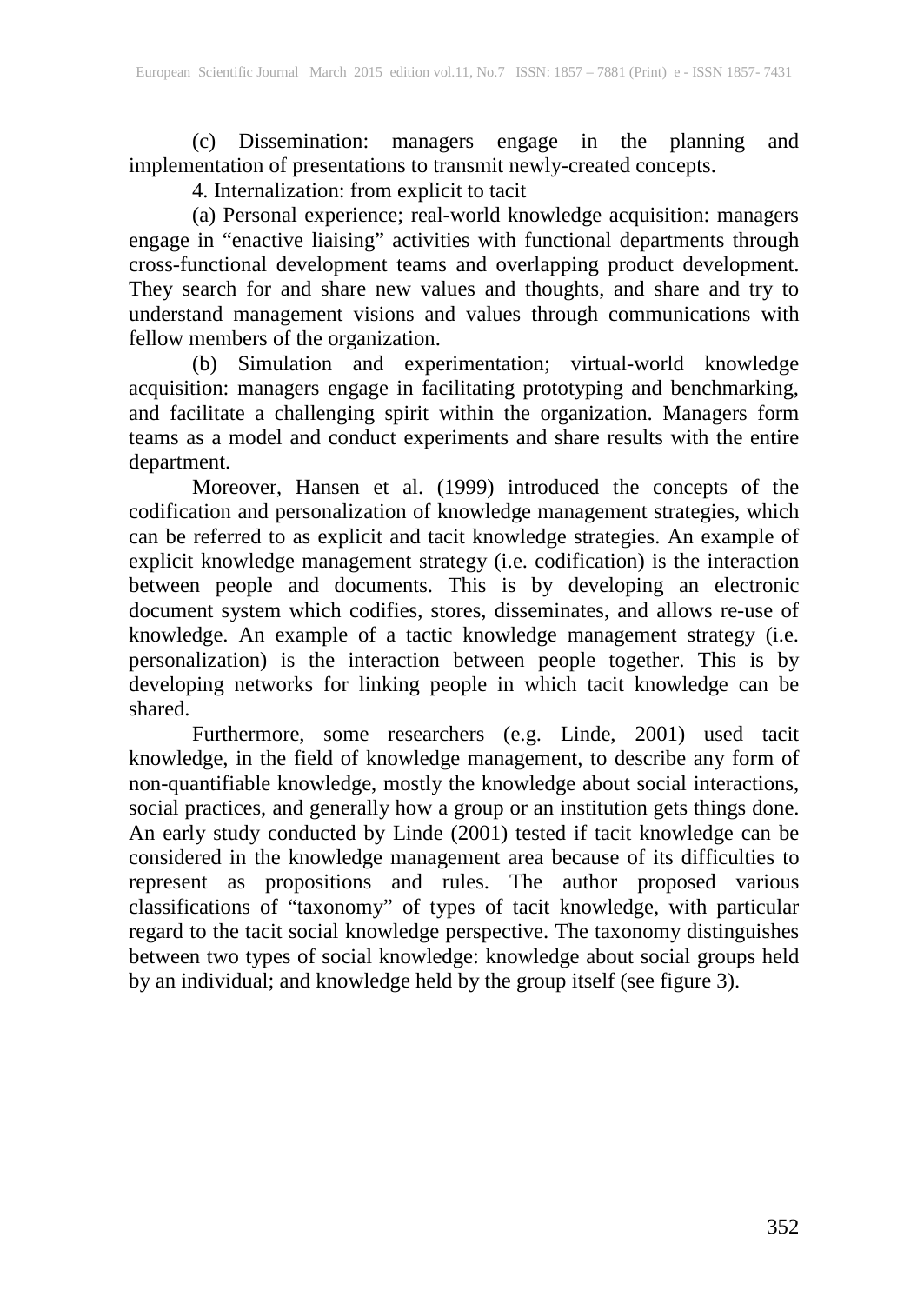(c) Dissemination: managers engage in the planning and implementation of presentations to transmit newly-created concepts.

4. Internalization: from explicit to tacit

(a) Personal experience; real-world knowledge acquisition: managers engage in "enactive liaising" activities with functional departments through cross-functional development teams and overlapping product development. They search for and share new values and thoughts, and share and try to understand management visions and values through communications with fellow members of the organization.

(b) Simulation and experimentation; virtual-world knowledge acquisition: managers engage in facilitating prototyping and benchmarking, and facilitate a challenging spirit within the organization. Managers form teams as a model and conduct experiments and share results with the entire department.

Moreover, Hansen et al. (1999) introduced the concepts of the codification and personalization of knowledge management strategies, which can be referred to as explicit and tacit knowledge strategies. An example of explicit knowledge management strategy (i.e. codification) is the interaction between people and documents. This is by developing an electronic document system which codifies, stores, disseminates, and allows re-use of knowledge. An example of a tactic knowledge management strategy (i.e. personalization) is the interaction between people together. This is by developing networks for linking people in which tacit knowledge can be shared.

Furthermore, some researchers (e.g. Linde, 2001) used tacit knowledge, in the field of knowledge management, to describe any form of non-quantifiable knowledge, mostly the knowledge about social interactions, social practices, and generally how a group or an institution gets things done. An early study conducted by Linde (2001) tested if tacit knowledge can be considered in the knowledge management area because of its difficulties to represent as propositions and rules. The author proposed various classifications of "taxonomy" of types of tacit knowledge, with particular regard to the tacit social knowledge perspective. The taxonomy distinguishes between two types of social knowledge: knowledge about social groups held by an individual; and knowledge held by the group itself (see figure 3).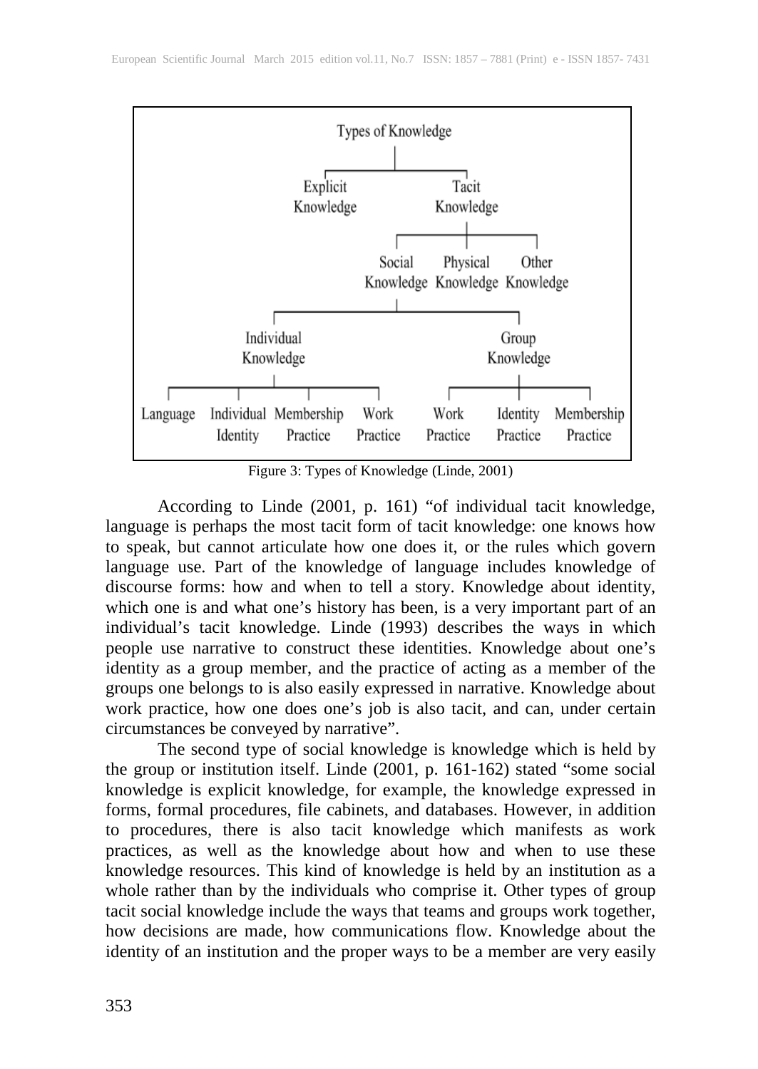- Types of Knowledge
  - Explicit Knowledge
  - Tacit Knowledge
    - Social Knowledge
      - Individual Knowledge
        - Language
        - Individual Identity
        - Membership Practice
        - Work Practice
      - Group Knowledge
        - Work Practice
        - Identity Practice
        - Membership Practice
    - Physical Knowledge
    - Other Knowledge

Figure 3: Types of Knowledge (Linde, 2001)

According to Linde (2001, p. 161) "of individual tacit knowledge, language is perhaps the most tacit form of tacit knowledge: one knows how to speak, but cannot articulate how one does it, or the rules which govern language use. Part of the knowledge of language includes knowledge of discourse forms: how and when to tell a story. Knowledge about identity, which one is and what one's history has been, is a very important part of an individual's tacit knowledge. Linde (1993) describes the ways in which people use narrative to construct these identities. Knowledge about one's identity as a group member, and the practice of acting as a member of the groups one belongs to is also easily expressed in narrative. Knowledge about work practice, how one does one's job is also tacit, and can, under certain circumstances be conveyed by narrative".

The second type of social knowledge is knowledge which is held by the group or institution itself. Linde (2001, p. 161-162) stated "some social knowledge is explicit knowledge, for example, the knowledge expressed in forms, formal procedures, file cabinets, and databases. However, in addition to procedures, there is also tacit knowledge which manifests as work practices, as well as the knowledge about how and when to use these knowledge resources. This kind of knowledge is held by an institution as a whole rather than by the individuals who comprise it. Other types of group tacit social knowledge include the ways that teams and groups work together, how decisions are made, how communications flow. Knowledge about the identity of an institution and the proper ways to be a member are very easily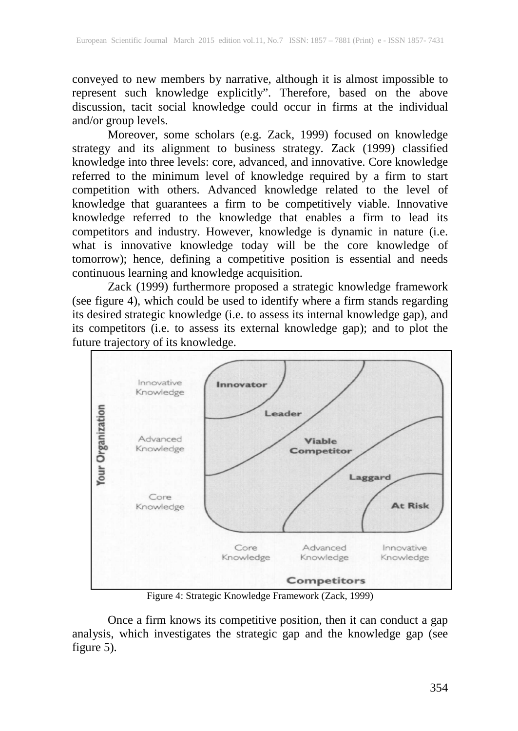conveyed to new members by narrative, although it is almost impossible to represent such knowledge explicitly". Therefore, based on the above discussion, tacit social knowledge could occur in firms at the individual and/or group levels.

Moreover, some scholars (e.g. Zack, 1999) focused on knowledge strategy and its alignment to business strategy. Zack (1999) classified knowledge into three levels: core, advanced, and innovative. Core knowledge referred to the minimum level of knowledge required by a firm to start competition with others. Advanced knowledge related to the level of knowledge that guarantees a firm to be competitively viable. Innovative knowledge referred to the knowledge that enables a firm to lead its competitors and industry. However, knowledge is dynamic in nature (i.e. what is innovative knowledge today will be the core knowledge of tomorrow); hence, defining a competitive position is essential and needs continuous learning and knowledge acquisition.

Zack (1999) furthermore proposed a strategic knowledge framework (see figure 4), which could be used to identify where a firm stands regarding its desired strategic knowledge (i.e. to assess its internal knowledge gap), and its competitors (i.e. to assess its external knowledge gap); and to plot the future trajectory of its knowledge.

Figure 4: Strategic Knowledge Framework (Zack, 1999)

Once a firm knows its competitive position, then it can conduct a gap analysis, which investigates the strategic gap and the knowledge gap (see figure 5).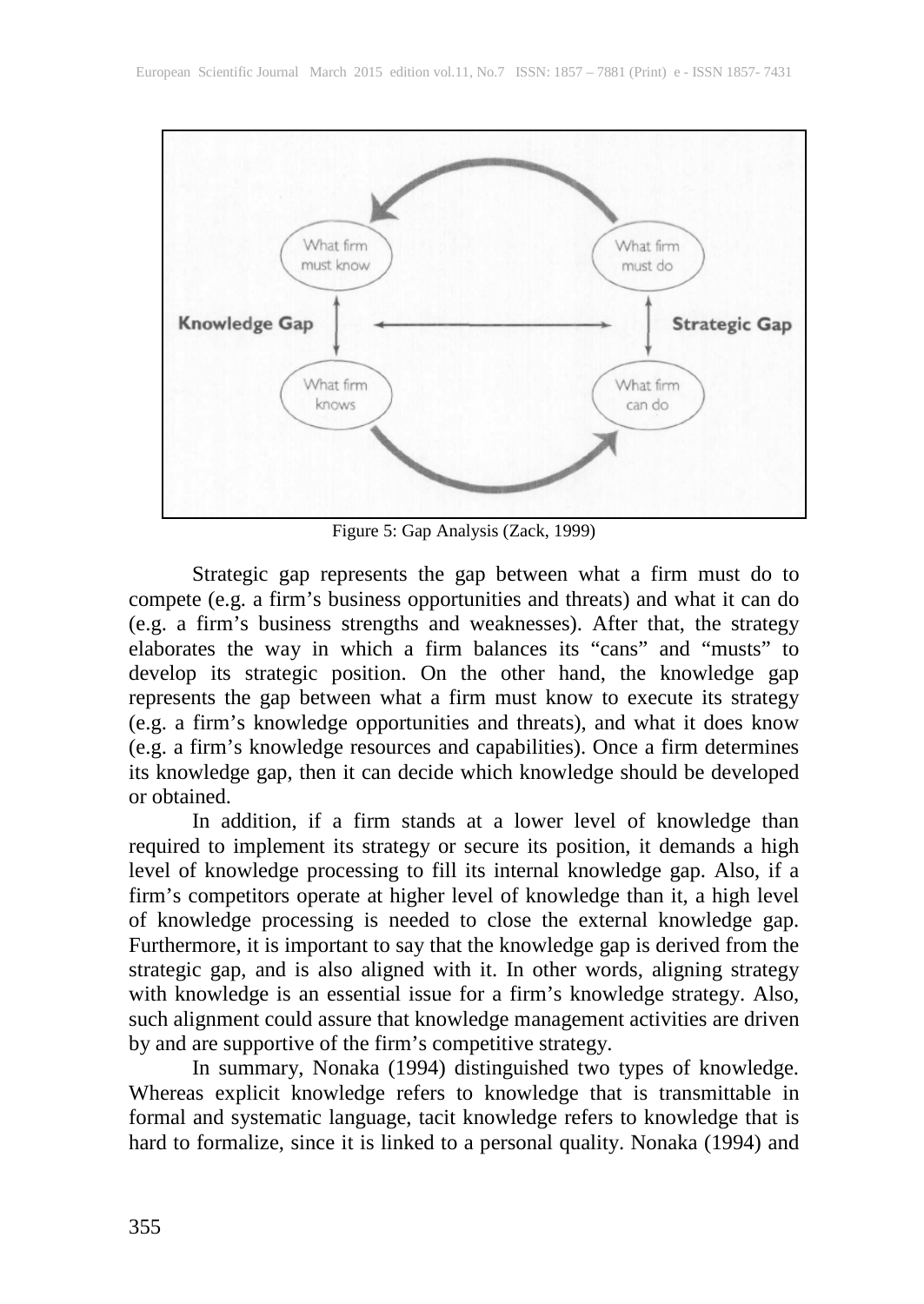Figure 5: Gap Analysis (Zack, 1999)

Strategic gap represents the gap between what a firm must do to compete (e.g. a firm's business opportunities and threats) and what it can do (e.g. a firm's business strengths and weaknesses). After that, the strategy elaborates the way in which a firm balances its "cans" and "musts" to develop its strategic position. On the other hand, the knowledge gap represents the gap between what a firm must know to execute its strategy (e.g. a firm's knowledge opportunities and threats), and what it does know (e.g. a firm's knowledge resources and capabilities). Once a firm determines its knowledge gap, then it can decide which knowledge should be developed or obtained.

In addition, if a firm stands at a lower level of knowledge than required to implement its strategy or secure its position, it demands a high level of knowledge processing to fill its internal knowledge gap. Also, if a firm's competitors operate at higher level of knowledge than it, a high level of knowledge processing is needed to close the external knowledge gap. Furthermore, it is important to say that the knowledge gap is derived from the strategic gap, and is also aligned with it. In other words, aligning strategy with knowledge is an essential issue for a firm's knowledge strategy. Also, such alignment could assure that knowledge management activities are driven by and are supportive of the firm's competitive strategy.

In summary, Nonaka (1994) distinguished two types of knowledge. Whereas explicit knowledge refers to knowledge that is transmittable in formal and systematic language, tacit knowledge refers to knowledge that is hard to formalize, since it is linked to a personal quality. Nonaka (1994) and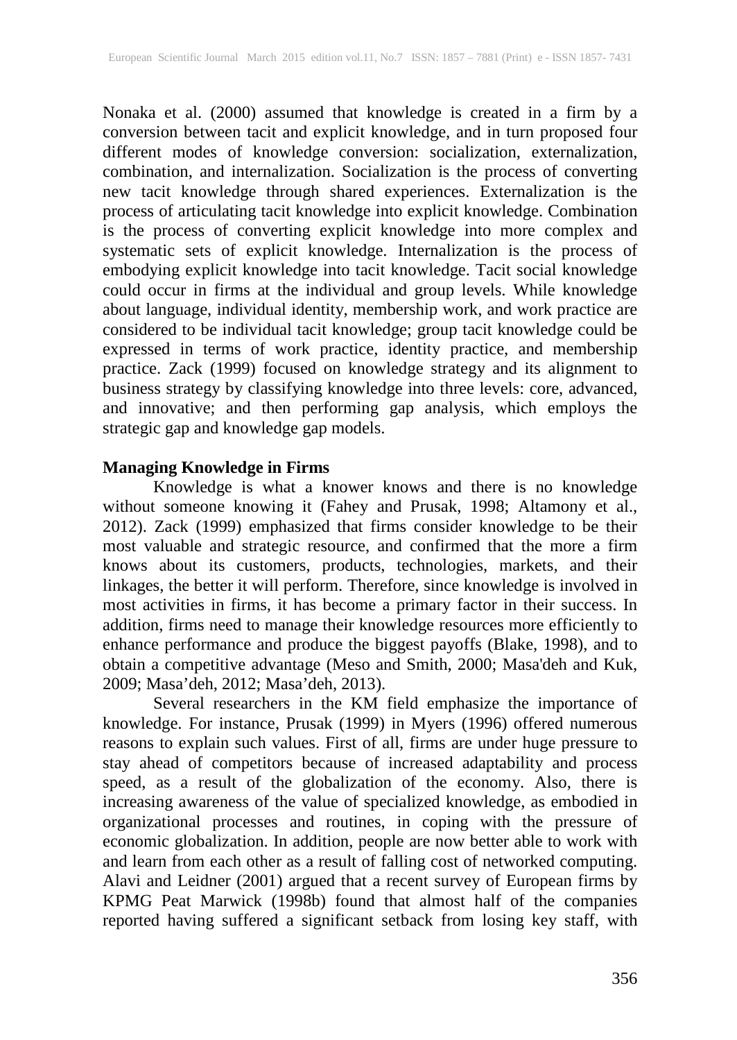Nonaka et al. (2000) assumed that knowledge is created in a firm by a conversion between tacit and explicit knowledge, and in turn proposed four different modes of knowledge conversion: socialization, externalization, combination, and internalization. Socialization is the process of converting new tacit knowledge through shared experiences. Externalization is the process of articulating tacit knowledge into explicit knowledge. Combination is the process of converting explicit knowledge into more complex and systematic sets of explicit knowledge. Internalization is the process of embodying explicit knowledge into tacit knowledge. Tacit social knowledge could occur in firms at the individual and group levels. While knowledge about language, individual identity, membership work, and work practice are considered to be individual tacit knowledge; group tacit knowledge could be expressed in terms of work practice, identity practice, and membership practice. Zack (1999) focused on knowledge strategy and its alignment to business strategy by classifying knowledge into three levels: core, advanced, and innovative; and then performing gap analysis, which employs the strategic gap and knowledge gap models.

**Managing Knowledge in Firms**

Knowledge is what a knower knows and there is no knowledge without someone knowing it (Fahey and Prusak, 1998; Altamony et al., 2012). Zack (1999) emphasized that firms consider knowledge to be their most valuable and strategic resource, and confirmed that the more a firm knows about its customers, products, technologies, markets, and their linkages, the better it will perform. Therefore, since knowledge is involved in most activities in firms, it has become a primary factor in their success. In addition, firms need to manage their knowledge resources more efficiently to enhance performance and produce the biggest payoffs (Blake, 1998), and to obtain a competitive advantage (Meso and Smith, 2000; Masa'deh and Kuk, 2009; Masa'deh, 2012; Masa'deh, 2013).

Several researchers in the KM field emphasize the importance of knowledge. For instance, Prusak (1999) in Myers (1996) offered numerous reasons to explain such values. First of all, firms are under huge pressure to stay ahead of competitors because of increased adaptability and process speed, as a result of the globalization of the economy. Also, there is increasing awareness of the value of specialized knowledge, as embodied in organizational processes and routines, in coping with the pressure of economic globalization. In addition, people are now better able to work with and learn from each other as a result of falling cost of networked computing. Alavi and Leidner (2001) argued that a recent survey of European firms by KPMG Peat Marwick (1998b) found that almost half of the companies reported having suffered a significant setback from losing key staff, with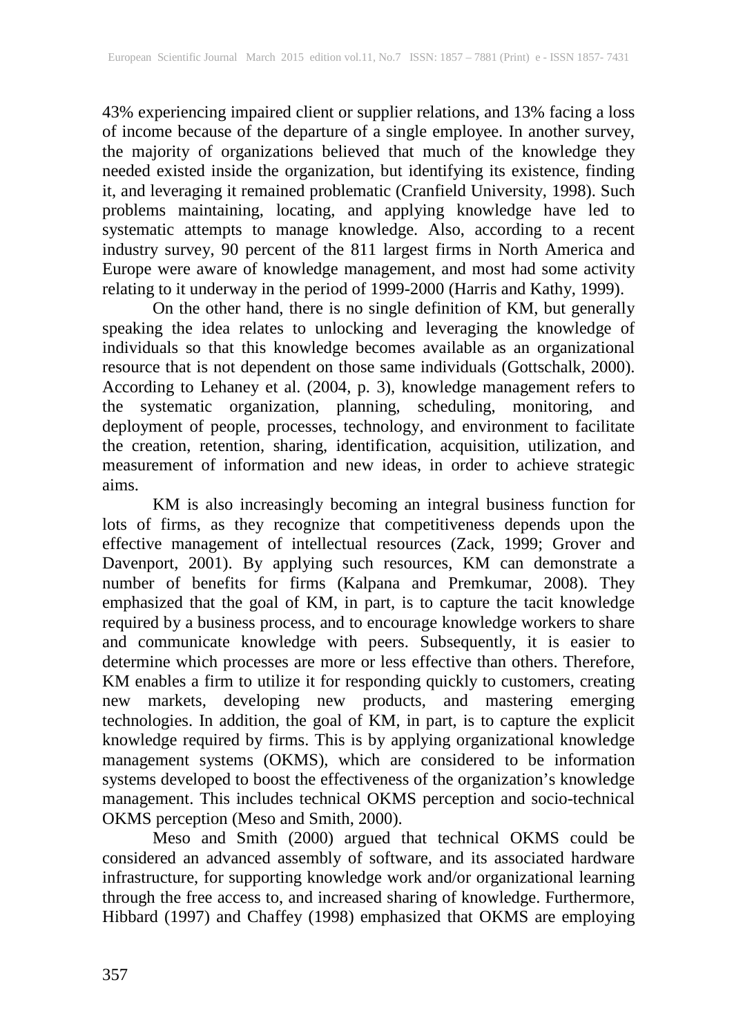43% experiencing impaired client or supplier relations, and 13% facing a loss of income because of the departure of a single employee. In another survey, the majority of organizations believed that much of the knowledge they needed existed inside the organization, but identifying its existence, finding it, and leveraging it remained problematic (Cranfield University, 1998). Such problems maintaining, locating, and applying knowledge have led to systematic attempts to manage knowledge. Also, according to a recent industry survey, 90 percent of the 811 largest firms in North America and Europe were aware of knowledge management, and most had some activity relating to it underway in the period of 1999-2000 (Harris and Kathy, 1999).

On the other hand, there is no single definition of KM, but generally speaking the idea relates to unlocking and leveraging the knowledge of individuals so that this knowledge becomes available as an organizational resource that is not dependent on those same individuals (Gottschalk, 2000). According to Lehaney et al. (2004, p. 3), knowledge management refers to the systematic organization, planning, scheduling, monitoring, and deployment of people, processes, technology, and environment to facilitate the creation, retention, sharing, identification, acquisition, utilization, and measurement of information and new ideas, in order to achieve strategic aims.

KM is also increasingly becoming an integral business function for lots of firms, as they recognize that competitiveness depends upon the effective management of intellectual resources (Zack, 1999; Grover and Davenport, 2001). By applying such resources, KM can demonstrate a number of benefits for firms (Kalpana and Premkumar, 2008). They emphasized that the goal of KM, in part, is to capture the tacit knowledge required by a business process, and to encourage knowledge workers to share and communicate knowledge with peers. Subsequently, it is easier to determine which processes are more or less effective than others. Therefore, KM enables a firm to utilize it for responding quickly to customers, creating new markets, developing new products, and mastering emerging technologies. In addition, the goal of KM, in part, is to capture the explicit knowledge required by firms. This is by applying organizational knowledge management systems (OKMS), which are considered to be information systems developed to boost the effectiveness of the organization's knowledge management. This includes technical OKMS perception and socio-technical OKMS perception (Meso and Smith, 2000).

Meso and Smith (2000) argued that technical OKMS could be considered an advanced assembly of software, and its associated hardware infrastructure, for supporting knowledge work and/or organizational learning through the free access to, and increased sharing of knowledge. Furthermore, Hibbard (1997) and Chaffey (1998) emphasized that OKMS are employing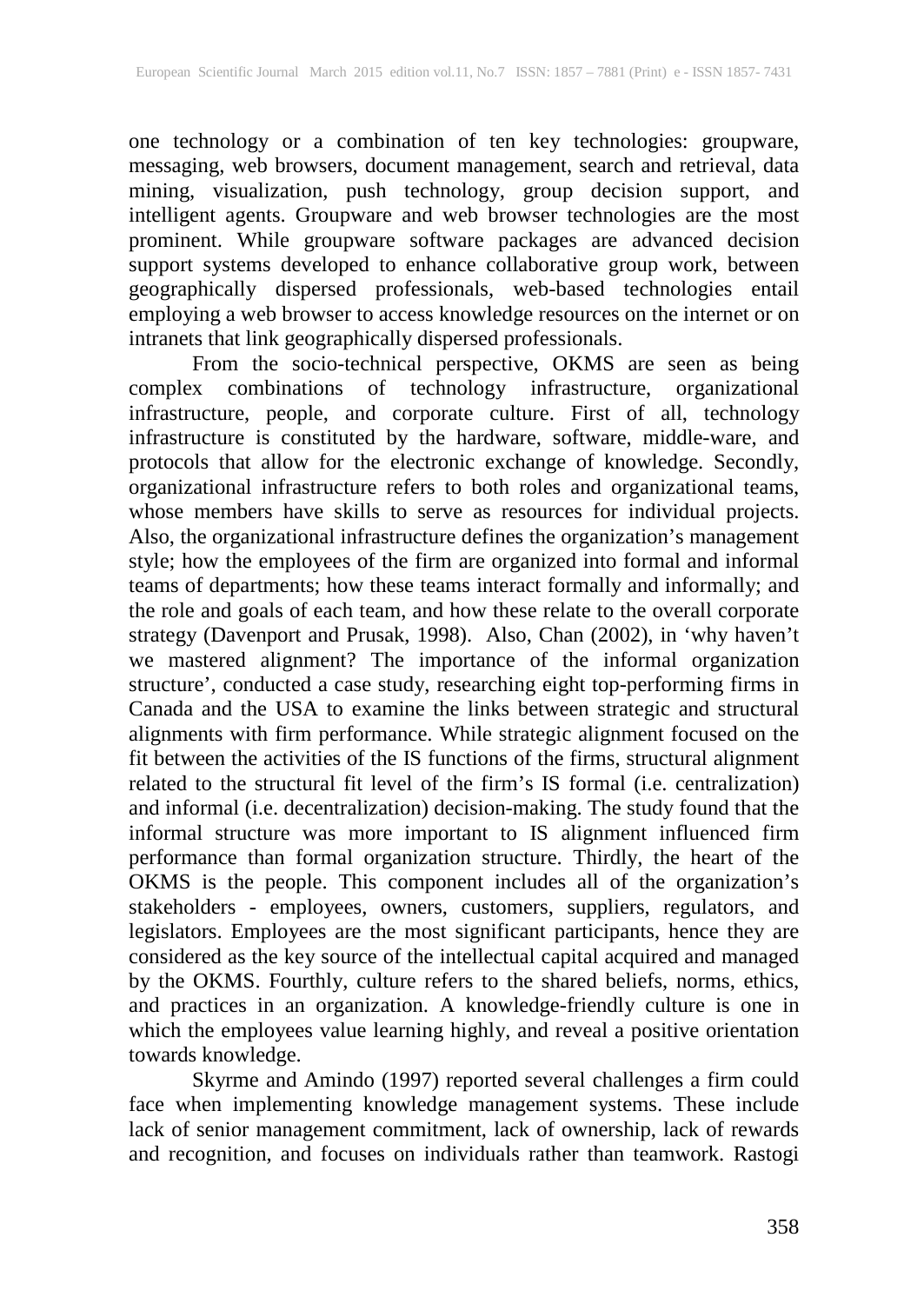one technology or a combination of ten key technologies: groupware, messaging, web browsers, document management, search and retrieval, data mining, visualization, push technology, group decision support, and intelligent agents. Groupware and web browser technologies are the most prominent. While groupware software packages are advanced decision support systems developed to enhance collaborative group work, between geographically dispersed professionals, web-based technologies entail employing a web browser to access knowledge resources on the internet or on intranets that link geographically dispersed professionals.

From the socio-technical perspective, OKMS are seen as being complex combinations of technology infrastructure, organizational infrastructure, people, and corporate culture. First of all, technology infrastructure is constituted by the hardware, software, middle-ware, and protocols that allow for the electronic exchange of knowledge. Secondly, organizational infrastructure refers to both roles and organizational teams, whose members have skills to serve as resources for individual projects. Also, the organizational infrastructure defines the organization's management style; how the employees of the firm are organized into formal and informal teams of departments; how these teams interact formally and informally; and the role and goals of each team, and how these relate to the overall corporate strategy (Davenport and Prusak, 1998). Also, Chan (2002), in 'why haven't we mastered alignment? The importance of the informal organization structure', conducted a case study, researching eight top-performing firms in Canada and the USA to examine the links between strategic and structural alignments with firm performance. While strategic alignment focused on the fit between the activities of the IS functions of the firms, structural alignment related to the structural fit level of the firm's IS formal (i.e. centralization) and informal (i.e. decentralization) decision-making. The study found that the informal structure was more important to IS alignment influenced firm performance than formal organization structure. Thirdly, the heart of the OKMS is the people. This component includes all of the organization's stakeholders - employees, owners, customers, suppliers, regulators, and legislators. Employees are the most significant participants, hence they are considered as the key source of the intellectual capital acquired and managed by the OKMS. Fourthly, culture refers to the shared beliefs, norms, ethics, and practices in an organization. A knowledge-friendly culture is one in which the employees value learning highly, and reveal a positive orientation towards knowledge.

Skyrme and Amindo (1997) reported several challenges a firm could face when implementing knowledge management systems. These include lack of senior management commitment, lack of ownership, lack of rewards and recognition, and focuses on individuals rather than teamwork. Rastogi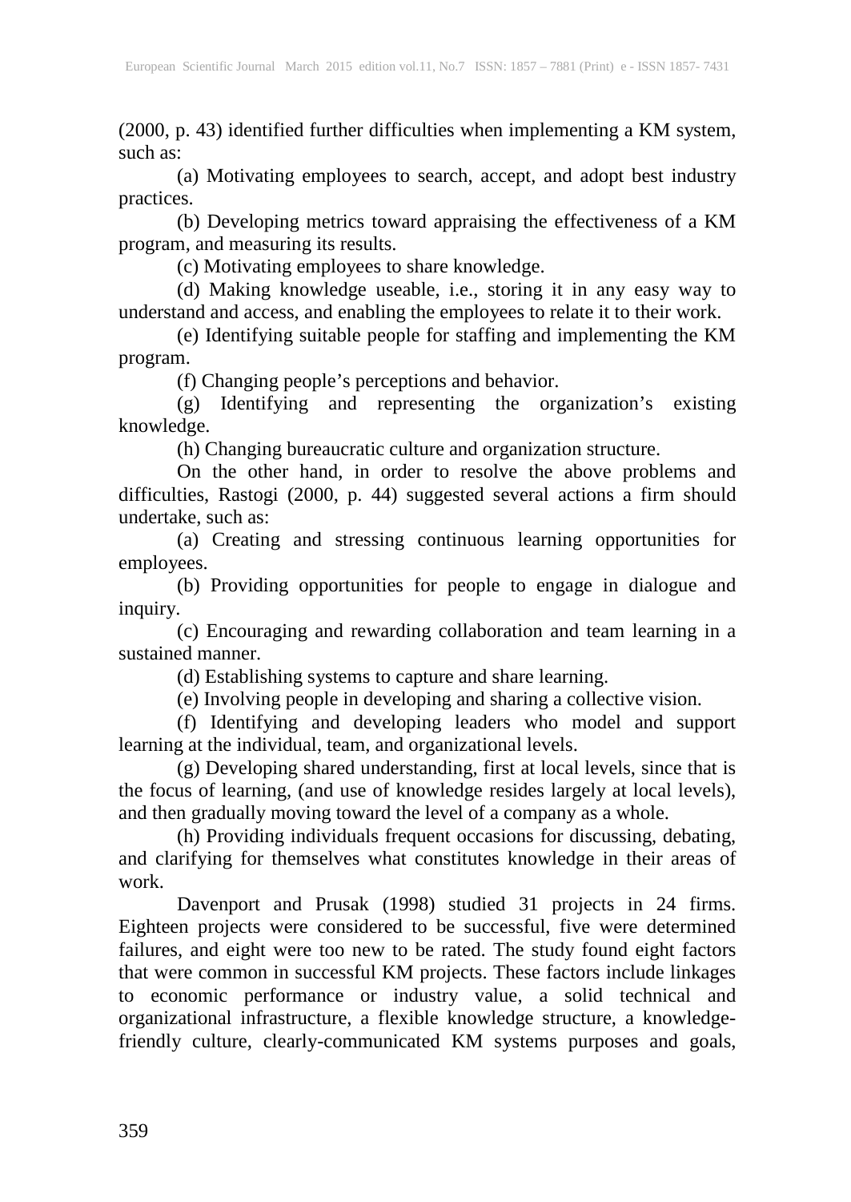(2000, p. 43) identified further difficulties when implementing a KM system, such as:

(a) Motivating employees to search, accept, and adopt best industry practices.

(b) Developing metrics toward appraising the effectiveness of a KM program, and measuring its results.

(c) Motivating employees to share knowledge.

(d) Making knowledge useable, i.e., storing it in any easy way to understand and access, and enabling the employees to relate it to their work.

(e) Identifying suitable people for staffing and implementing the KM program.

(f) Changing people's perceptions and behavior.

(g) Identifying and representing the organization's existing knowledge.

(h) Changing bureaucratic culture and organization structure.

On the other hand, in order to resolve the above problems and difficulties, Rastogi (2000, p. 44) suggested several actions a firm should undertake, such as:

(a) Creating and stressing continuous learning opportunities for employees.

(b) Providing opportunities for people to engage in dialogue and inquiry.

(c) Encouraging and rewarding collaboration and team learning in a sustained manner.

(d) Establishing systems to capture and share learning.

(e) Involving people in developing and sharing a collective vision.

(f) Identifying and developing leaders who model and support learning at the individual, team, and organizational levels.

(g) Developing shared understanding, first at local levels, since that is the focus of learning, (and use of knowledge resides largely at local levels), and then gradually moving toward the level of a company as a whole.

(h) Providing individuals frequent occasions for discussing, debating, and clarifying for themselves what constitutes knowledge in their areas of work.

Davenport and Prusak (1998) studied 31 projects in 24 firms. Eighteen projects were considered to be successful, five were determined failures, and eight were too new to be rated. The study found eight factors that were common in successful KM projects. These factors include linkages to economic performance or industry value, a solid technical and organizational infrastructure, a flexible knowledge structure, a knowledge-friendly culture, clearly-communicated KM systems purposes and goals,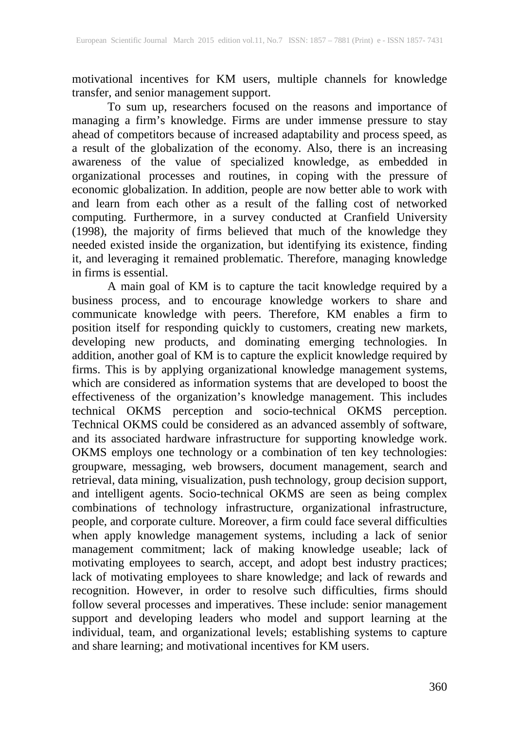motivational incentives for KM users, multiple channels for knowledge transfer, and senior management support.

To sum up, researchers focused on the reasons and importance of managing a firm's knowledge. Firms are under immense pressure to stay ahead of competitors because of increased adaptability and process speed, as a result of the globalization of the economy. Also, there is an increasing awareness of the value of specialized knowledge, as embedded in organizational processes and routines, in coping with the pressure of economic globalization. In addition, people are now better able to work with and learn from each other as a result of the falling cost of networked computing. Furthermore, in a survey conducted at Cranfield University (1998), the majority of firms believed that much of the knowledge they needed existed inside the organization, but identifying its existence, finding it, and leveraging it remained problematic. Therefore, managing knowledge in firms is essential.

A main goal of KM is to capture the tacit knowledge required by a business process, and to encourage knowledge workers to share and communicate knowledge with peers. Therefore, KM enables a firm to position itself for responding quickly to customers, creating new markets, developing new products, and dominating emerging technologies. In addition, another goal of KM is to capture the explicit knowledge required by firms. This is by applying organizational knowledge management systems, which are considered as information systems that are developed to boost the effectiveness of the organization's knowledge management. This includes technical OKMS perception and socio-technical OKMS perception. Technical OKMS could be considered as an advanced assembly of software, and its associated hardware infrastructure for supporting knowledge work. OKMS employs one technology or a combination of ten key technologies: groupware, messaging, web browsers, document management, search and retrieval, data mining, visualization, push technology, group decision support, and intelligent agents. Socio-technical OKMS are seen as being complex combinations of technology infrastructure, organizational infrastructure, people, and corporate culture. Moreover, a firm could face several difficulties when apply knowledge management systems, including a lack of senior management commitment; lack of making knowledge useable; lack of motivating employees to search, accept, and adopt best industry practices; lack of motivating employees to share knowledge; and lack of rewards and recognition. However, in order to resolve such difficulties, firms should follow several processes and imperatives. These include: senior management support and developing leaders who model and support learning at the individual, team, and organizational levels; establishing systems to capture and share learning; and motivational incentives for KM users.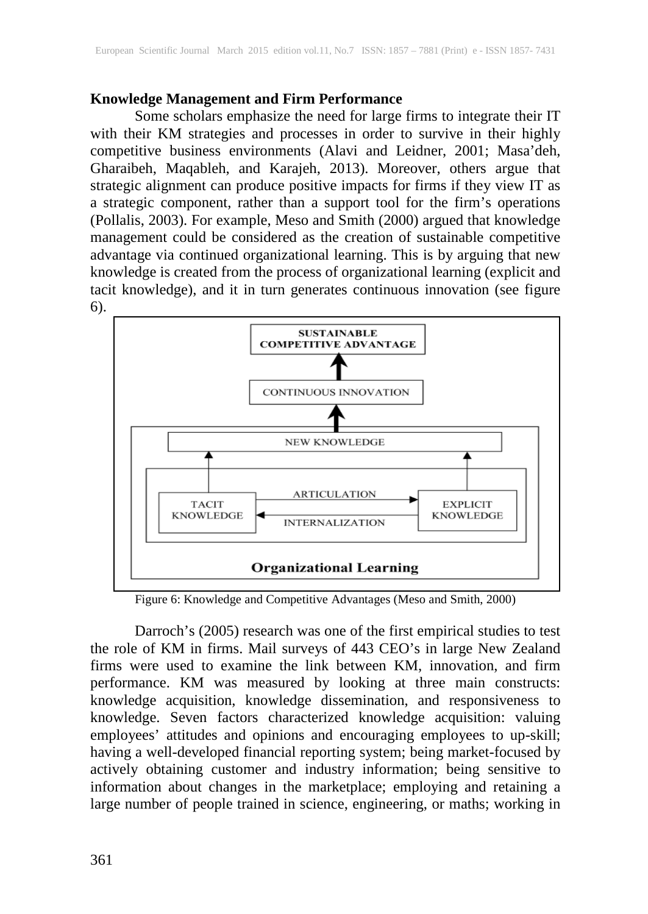**Knowledge Management and Firm Performance**

Some scholars emphasize the need for large firms to integrate their IT with their KM strategies and processes in order to survive in their highly competitive business environments (Alavi and Leidner, 2001; Masa'deh, Gharaibeh, Maqableh, and Karajeh, 2013). Moreover, others argue that strategic alignment can produce positive impacts for firms if they view IT as a strategic component, rather than a support tool for the firm's operations (Pollalis, 2003). For example, Meso and Smith (2000) argued that knowledge management could be considered as the creation of sustainable competitive advantage via continued organizational learning. This is by arguing that new knowledge is created from the process of organizational learning (explicit and tacit knowledge), and it in turn generates continuous innovation (see figure 6).

Figure 6: Knowledge and Competitive Advantages (Meso and Smith, 2000)

Darroch's (2005) research was one of the first empirical studies to test the role of KM in firms. Mail surveys of 443 CEO's in large New Zealand firms were used to examine the link between KM, innovation, and firm performance. KM was measured by looking at three main constructs: knowledge acquisition, knowledge dissemination, and responsiveness to knowledge. Seven factors characterized knowledge acquisition: valuing employees' attitudes and opinions and encouraging employees to up-skill; having a well-developed financial reporting system; being market-focused by actively obtaining customer and industry information; being sensitive to information about changes in the marketplace; employing and retaining a large number of people trained in science, engineering, or maths; working in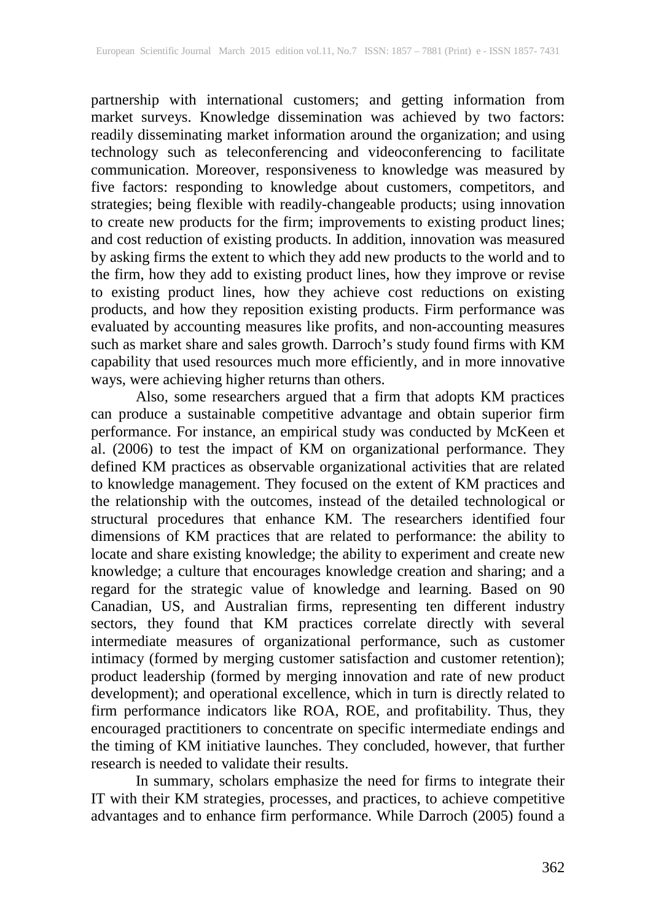partnership with international customers; and getting information from market surveys. Knowledge dissemination was achieved by two factors: readily disseminating market information around the organization; and using technology such as teleconferencing and videoconferencing to facilitate communication. Moreover, responsiveness to knowledge was measured by five factors: responding to knowledge about customers, competitors, and strategies; being flexible with readily-changeable products; using innovation to create new products for the firm; improvements to existing product lines; and cost reduction of existing products. In addition, innovation was measured by asking firms the extent to which they add new products to the world and to the firm, how they add to existing product lines, how they improve or revise to existing product lines, how they achieve cost reductions on existing products, and how they reposition existing products. Firm performance was evaluated by accounting measures like profits, and non-accounting measures such as market share and sales growth. Darroch's study found firms with KM capability that used resources much more efficiently, and in more innovative ways, were achieving higher returns than others.

Also, some researchers argued that a firm that adopts KM practices can produce a sustainable competitive advantage and obtain superior firm performance. For instance, an empirical study was conducted by McKeen et al. (2006) to test the impact of KM on organizational performance. They defined KM practices as observable organizational activities that are related to knowledge management. They focused on the extent of KM practices and the relationship with the outcomes, instead of the detailed technological or structural procedures that enhance KM. The researchers identified four dimensions of KM practices that are related to performance: the ability to locate and share existing knowledge; the ability to experiment and create new knowledge; a culture that encourages knowledge creation and sharing; and a regard for the strategic value of knowledge and learning. Based on 90 Canadian, US, and Australian firms, representing ten different industry sectors, they found that KM practices correlate directly with several intermediate measures of organizational performance, such as customer intimacy (formed by merging customer satisfaction and customer retention); product leadership (formed by merging innovation and rate of new product development); and operational excellence, which in turn is directly related to firm performance indicators like ROA, ROE, and profitability. Thus, they encouraged practitioners to concentrate on specific intermediate endings and the timing of KM initiative launches. They concluded, however, that further research is needed to validate their results.

In summary, scholars emphasize the need for firms to integrate their IT with their KM strategies, processes, and practices, to achieve competitive advantages and to enhance firm performance. While Darroch (2005) found a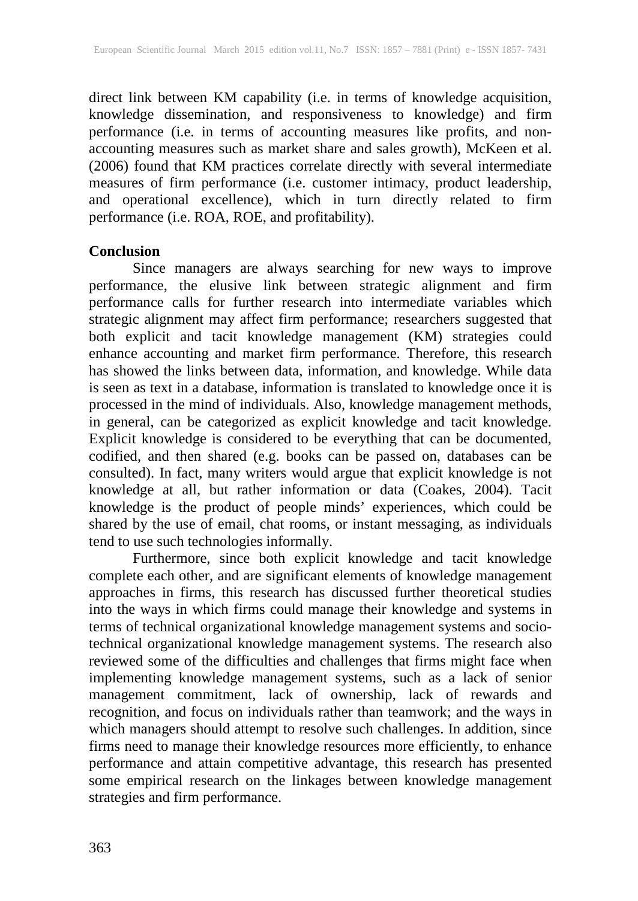direct link between KM capability (i.e. in terms of knowledge acquisition, knowledge dissemination, and responsiveness to knowledge) and firm performance (i.e. in terms of accounting measures like profits, and non-accounting measures such as market share and sales growth), McKeen et al. (2006) found that KM practices correlate directly with several intermediate measures of firm performance (i.e. customer intimacy, product leadership, and operational excellence), which in turn directly related to firm performance (i.e. ROA, ROE, and profitability).

## Conclusion

Since managers are always searching for new ways to improve performance, the elusive link between strategic alignment and firm performance calls for further research into intermediate variables which strategic alignment may affect firm performance; researchers suggested that both explicit and tacit knowledge management (KM) strategies could enhance accounting and market firm performance. Therefore, this research has showed the links between data, information, and knowledge. While data is seen as text in a database, information is translated to knowledge once it is processed in the mind of individuals. Also, knowledge management methods, in general, can be categorized as explicit knowledge and tacit knowledge. Explicit knowledge is considered to be everything that can be documented, codified, and then shared (e.g. books can be passed on, databases can be consulted). In fact, many writers would argue that explicit knowledge is not knowledge at all, but rather information or data (Coakes, 2004). Tacit knowledge is the product of people minds' experiences, which could be shared by the use of email, chat rooms, or instant messaging, as individuals tend to use such technologies informally.

Furthermore, since both explicit knowledge and tacit knowledge complete each other, and are significant elements of knowledge management approaches in firms, this research has discussed further theoretical studies into the ways in which firms could manage their knowledge and systems in terms of technical organizational knowledge management systems and socio-technical organizational knowledge management systems. The research also reviewed some of the difficulties and challenges that firms might face when implementing knowledge management systems, such as a lack of senior management commitment, lack of ownership, lack of rewards and recognition, and focus on individuals rather than teamwork; and the ways in which managers should attempt to resolve such challenges. In addition, since firms need to manage their knowledge resources more efficiently, to enhance performance and attain competitive advantage, this research has presented some empirical research on the linkages between knowledge management strategies and firm performance.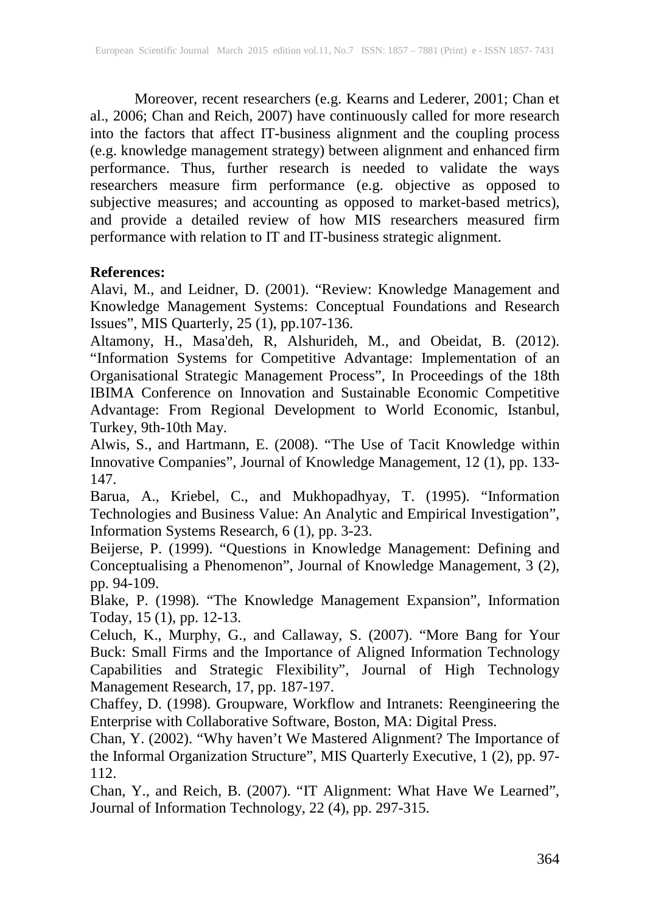Moreover, recent researchers (e.g. Kearns and Lederer, 2001; Chan et al., 2006; Chan and Reich, 2007) have continuously called for more research into the factors that affect IT-business alignment and the coupling process (e.g. knowledge management strategy) between alignment and enhanced firm performance. Thus, further research is needed to validate the ways researchers measure firm performance (e.g. objective as opposed to subjective measures; and accounting as opposed to market-based metrics), and provide a detailed review of how MIS researchers measured firm performance with relation to IT and IT-business strategic alignment.

**References:**

Alavi, M., and Leidner, D. (2001). "Review: Knowledge Management and Knowledge Management Systems: Conceptual Foundations and Research Issues", MIS Quarterly, 25 (1), pp.107-136.

Altamony, H., Masa'deh, R, Alshurideh, M., and Obeidat, B. (2012). "Information Systems for Competitive Advantage: Implementation of an Organisational Strategic Management Process", In Proceedings of the 18th IBIMA Conference on Innovation and Sustainable Economic Competitive Advantage: From Regional Development to World Economic, Istanbul, Turkey, 9th-10th May.

Alwis, S., and Hartmann, E. (2008). "The Use of Tacit Knowledge within Innovative Companies", Journal of Knowledge Management, 12 (1), pp. 133-147.

Barua, A., Kriebel, C., and Mukhopadhyay, T. (1995). "Information Technologies and Business Value: An Analytic and Empirical Investigation", Information Systems Research, 6 (1), pp. 3-23.

Beijerse, P. (1999). "Questions in Knowledge Management: Defining and Conceptualising a Phenomenon", Journal of Knowledge Management, 3 (2), pp. 94-109.

Blake, P. (1998). "The Knowledge Management Expansion", Information Today, 15 (1), pp. 12-13.

Celuch, K., Murphy, G., and Callaway, S. (2007). "More Bang for Your Buck: Small Firms and the Importance of Aligned Information Technology Capabilities and Strategic Flexibility", Journal of High Technology Management Research, 17, pp. 187-197.

Chaffey, D. (1998). Groupware, Workflow and Intranets: Reengineering the Enterprise with Collaborative Software, Boston, MA: Digital Press.

Chan, Y. (2002). "Why haven't We Mastered Alignment? The Importance of the Informal Organization Structure", MIS Quarterly Executive, 1 (2), pp. 97-112.

Chan, Y., and Reich, B. (2007). "IT Alignment: What Have We Learned", Journal of Information Technology, 22 (4), pp. 297-315.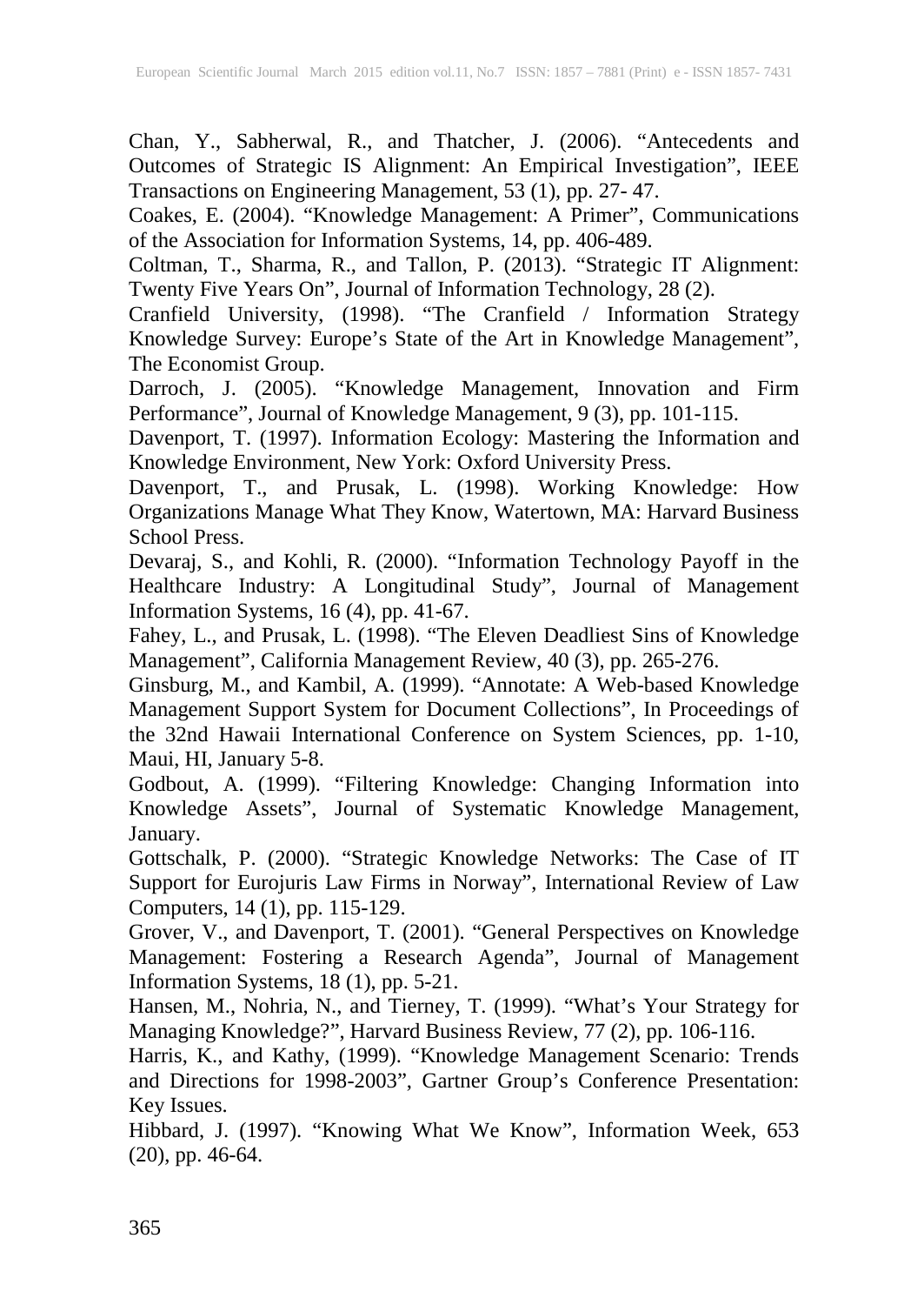Chan, Y., Sabherwal, R., and Thatcher, J. (2006). "Antecedents and Outcomes of Strategic IS Alignment: An Empirical Investigation", IEEE Transactions on Engineering Management, 53 (1), pp. 27- 47.

Coakes, E. (2004). "Knowledge Management: A Primer", Communications of the Association for Information Systems, 14, pp. 406-489.

Coltman, T., Sharma, R., and Tallon, P. (2013). "Strategic IT Alignment: Twenty Five Years On", Journal of Information Technology, 28 (2).

Cranfield University, (1998). "The Cranfield / Information Strategy Knowledge Survey: Europe's State of the Art in Knowledge Management", The Economist Group.

Darroch, J. (2005). "Knowledge Management, Innovation and Firm Performance", Journal of Knowledge Management, 9 (3), pp. 101-115.

Davenport, T. (1997). Information Ecology: Mastering the Information and Knowledge Environment, New York: Oxford University Press.

Davenport, T., and Prusak, L. (1998). Working Knowledge: How Organizations Manage What They Know, Watertown, MA: Harvard Business School Press.

Devaraj, S., and Kohli, R. (2000). "Information Technology Payoff in the Healthcare Industry: A Longitudinal Study", Journal of Management Information Systems, 16 (4), pp. 41-67.

Fahey, L., and Prusak, L. (1998). "The Eleven Deadliest Sins of Knowledge Management", California Management Review, 40 (3), pp. 265-276.

Ginsburg, M., and Kambil, A. (1999). "Annotate: A Web-based Knowledge Management Support System for Document Collections", In Proceedings of the 32nd Hawaii International Conference on System Sciences, pp. 1-10, Maui, HI, January 5-8.

Godbout, A. (1999). "Filtering Knowledge: Changing Information into Knowledge Assets", Journal of Systematic Knowledge Management, January.

Gottschalk, P. (2000). "Strategic Knowledge Networks: The Case of IT Support for Eurojuris Law Firms in Norway", International Review of Law Computers, 14 (1), pp. 115-129.

Grover, V., and Davenport, T. (2001). "General Perspectives on Knowledge Management: Fostering a Research Agenda", Journal of Management Information Systems, 18 (1), pp. 5-21.

Hansen, M., Nohria, N., and Tierney, T. (1999). "What's Your Strategy for Managing Knowledge?", Harvard Business Review, 77 (2), pp. 106-116.

Harris, K., and Kathy, (1999). "Knowledge Management Scenario: Trends and Directions for 1998-2003", Gartner Group's Conference Presentation: Key Issues.

Hibbard, J. (1997). "Knowing What We Know", Information Week, 653 (20), pp. 46-64.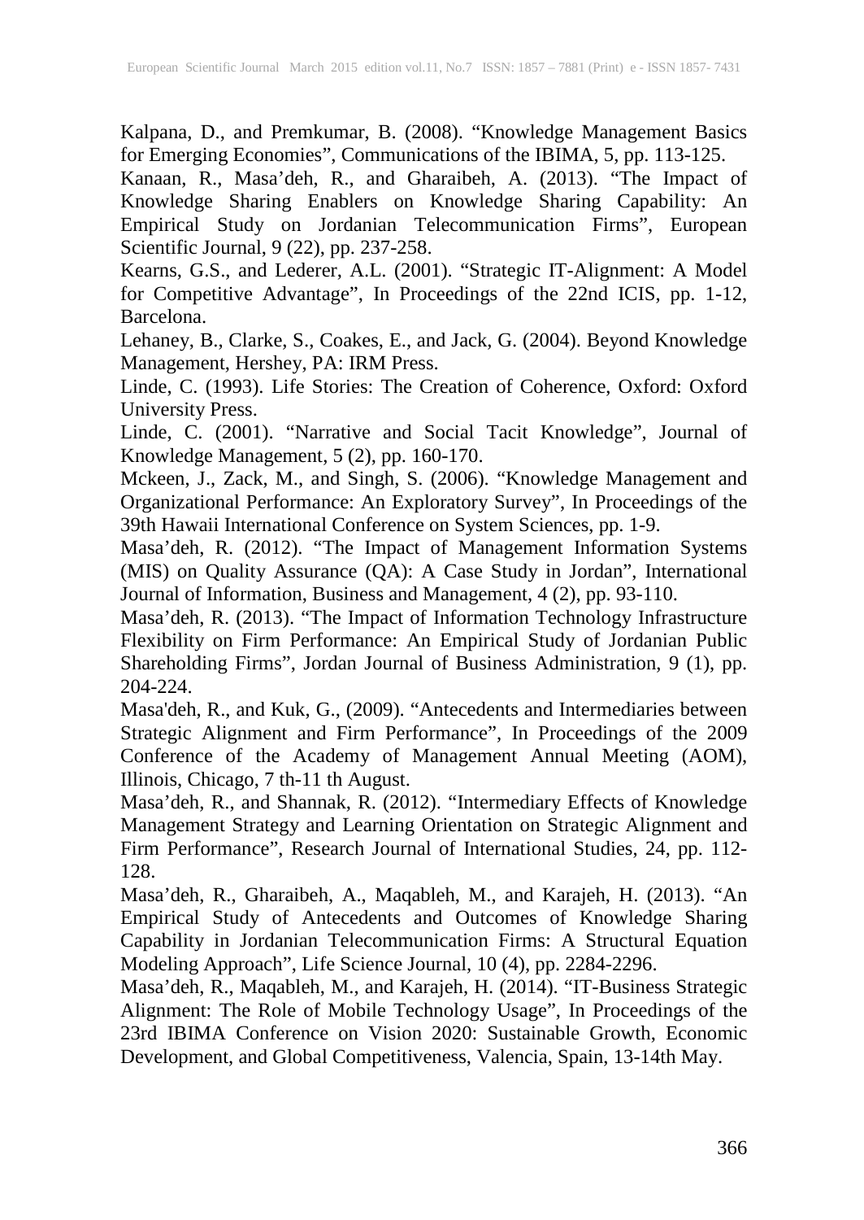Kalpana, D., and Premkumar, B. (2008). "Knowledge Management Basics for Emerging Economies", Communications of the IBIMA, 5, pp. 113-125.

Kanaan, R., Masa'deh, R., and Gharaibeh, A. (2013). "The Impact of Knowledge Sharing Enablers on Knowledge Sharing Capability: An Empirical Study on Jordanian Telecommunication Firms", European Scientific Journal, 9 (22), pp. 237-258.

Kearns, G.S., and Lederer, A.L. (2001). "Strategic IT-Alignment: A Model for Competitive Advantage", In Proceedings of the 22nd ICIS, pp. 1-12, Barcelona.

Lehaney, B., Clarke, S., Coakes, E., and Jack, G. (2004). Beyond Knowledge Management, Hershey, PA: IRM Press.

Linde, C. (1993). Life Stories: The Creation of Coherence, Oxford: Oxford University Press.

Linde, C. (2001). "Narrative and Social Tacit Knowledge", Journal of Knowledge Management, 5 (2), pp. 160-170.

Mckeen, J., Zack, M., and Singh, S. (2006). "Knowledge Management and Organizational Performance: An Exploratory Survey", In Proceedings of the 39th Hawaii International Conference on System Sciences, pp. 1-9.

Masa'deh, R. (2012). "The Impact of Management Information Systems (MIS) on Quality Assurance (QA): A Case Study in Jordan", International Journal of Information, Business and Management, 4 (2), pp. 93-110.

Masa'deh, R. (2013). "The Impact of Information Technology Infrastructure Flexibility on Firm Performance: An Empirical Study of Jordanian Public Shareholding Firms", Jordan Journal of Business Administration, 9 (1), pp. 204-224.

Masa'deh, R., and Kuk, G., (2009). "Antecedents and Intermediaries between Strategic Alignment and Firm Performance", In Proceedings of the 2009 Conference of the Academy of Management Annual Meeting (AOM), Illinois, Chicago, 7 th-11 th August.

Masa'deh, R., and Shannak, R. (2012). "Intermediary Effects of Knowledge Management Strategy and Learning Orientation on Strategic Alignment and Firm Performance", Research Journal of International Studies, 24, pp. 112-128.

Masa'deh, R., Gharaibeh, A., Maqableh, M., and Karajeh, H. (2013). "An Empirical Study of Antecedents and Outcomes of Knowledge Sharing Capability in Jordanian Telecommunication Firms: A Structural Equation Modeling Approach", Life Science Journal, 10 (4), pp. 2284-2296.

Masa'deh, R., Maqableh, M., and Karajeh, H. (2014). "IT-Business Strategic Alignment: The Role of Mobile Technology Usage", In Proceedings of the 23rd IBIMA Conference on Vision 2020: Sustainable Growth, Economic Development, and Global Competitiveness, Valencia, Spain, 13-14th May.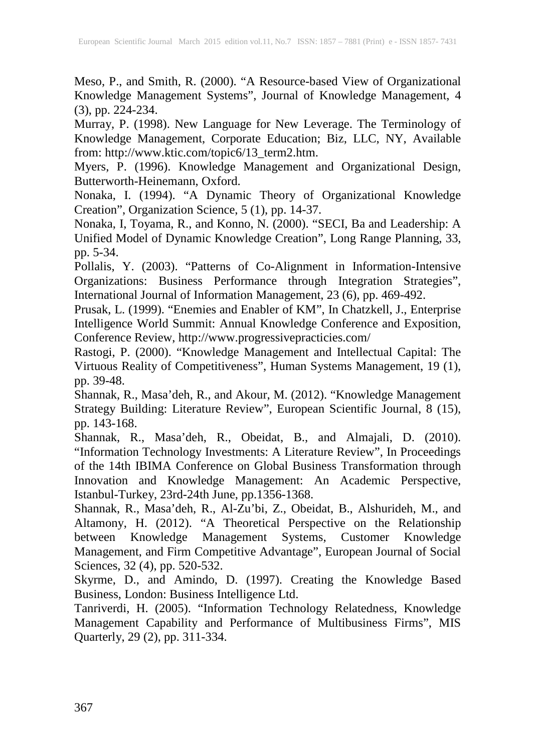Meso, P., and Smith, R. (2000). "A Resource-based View of Organizational Knowledge Management Systems", Journal of Knowledge Management, 4 (3), pp. 224-234.

Murray, P. (1998). New Language for New Leverage. The Terminology of Knowledge Management, Corporate Education; Biz, LLC, NY, Available from: http://www.ktic.com/topic6/13_term2.htm.

Myers, P. (1996). Knowledge Management and Organizational Design, Butterworth-Heinemann, Oxford.

Nonaka, I. (1994). "A Dynamic Theory of Organizational Knowledge Creation", Organization Science, 5 (1), pp. 14-37.

Nonaka, I, Toyama, R., and Konno, N. (2000). "SECI, Ba and Leadership: A Unified Model of Dynamic Knowledge Creation", Long Range Planning, 33, pp. 5-34.

Pollalis, Y. (2003). "Patterns of Co-Alignment in Information-Intensive Organizations: Business Performance through Integration Strategies", International Journal of Information Management, 23 (6), pp. 469-492.

Prusak, L. (1999). "Enemies and Enabler of KM", In Chatzkell, J., Enterprise Intelligence World Summit: Annual Knowledge Conference and Exposition, Conference Review, http://www.progressivepracticies.com/

Rastogi, P. (2000). "Knowledge Management and Intellectual Capital: The Virtuous Reality of Competitiveness", Human Systems Management, 19 (1), pp. 39-48.

Shannak, R., Masa'deh, R., and Akour, M. (2012). "Knowledge Management Strategy Building: Literature Review", European Scientific Journal, 8 (15), pp. 143-168.

Shannak, R., Masa'deh, R., Obeidat, B., and Almajali, D. (2010). "Information Technology Investments: A Literature Review", In Proceedings of the 14th IBIMA Conference on Global Business Transformation through Innovation and Knowledge Management: An Academic Perspective, Istanbul-Turkey, 23rd-24th June, pp.1356-1368.

Shannak, R., Masa'deh, R., Al-Zu'bi, Z., Obeidat, B., Alshurideh, M., and Altamony, H. (2012). "A Theoretical Perspective on the Relationship between Knowledge Management Systems, Customer Knowledge Management, and Firm Competitive Advantage", European Journal of Social Sciences, 32 (4), pp. 520-532.

Skyrme, D., and Amindo, D. (1997). Creating the Knowledge Based Business, London: Business Intelligence Ltd.

Tanriverdi, H. (2005). "Information Technology Relatedness, Knowledge Management Capability and Performance of Multibusiness Firms", MIS Quarterly, 29 (2), pp. 311-334.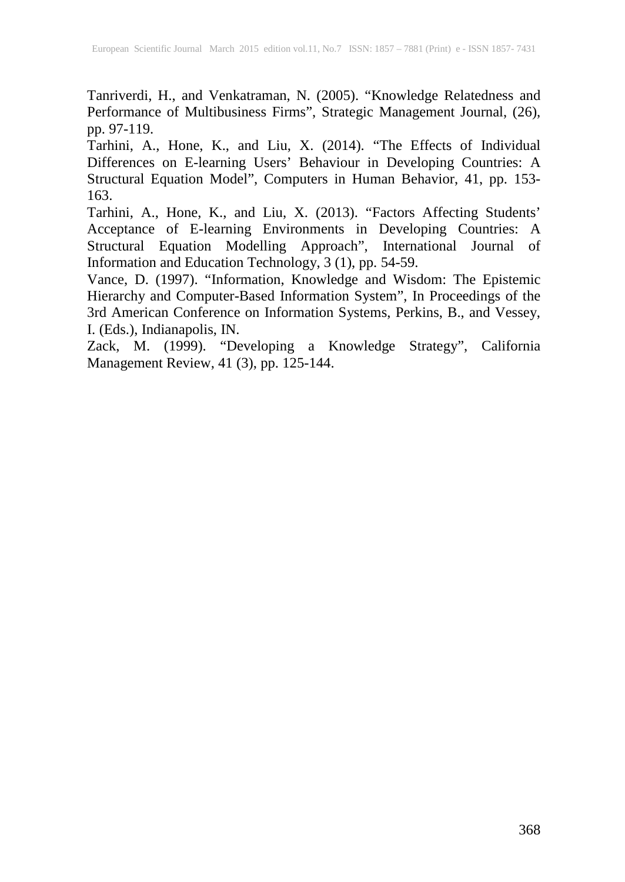Tanriverdi, H., and Venkatraman, N. (2005). "Knowledge Relatedness and Performance of Multibusiness Firms", Strategic Management Journal, (26), pp. 97-119.

Tarhini, A., Hone, K., and Liu, X. (2014). "The Effects of Individual Differences on E-learning Users' Behaviour in Developing Countries: A Structural Equation Model", Computers in Human Behavior, 41, pp. 153-163.

Tarhini, A., Hone, K., and Liu, X. (2013). "Factors Affecting Students' Acceptance of E-learning Environments in Developing Countries: A Structural Equation Modelling Approach", International Journal of Information and Education Technology, 3 (1), pp. 54-59.

Vance, D. (1997). "Information, Knowledge and Wisdom: The Epistemic Hierarchy and Computer-Based Information System", In Proceedings of the 3rd American Conference on Information Systems, Perkins, B., and Vessey, I. (Eds.), Indianapolis, IN.

Zack, M. (1999). "Developing a Knowledge Strategy", California Management Review, 41 (3), pp. 125-144.